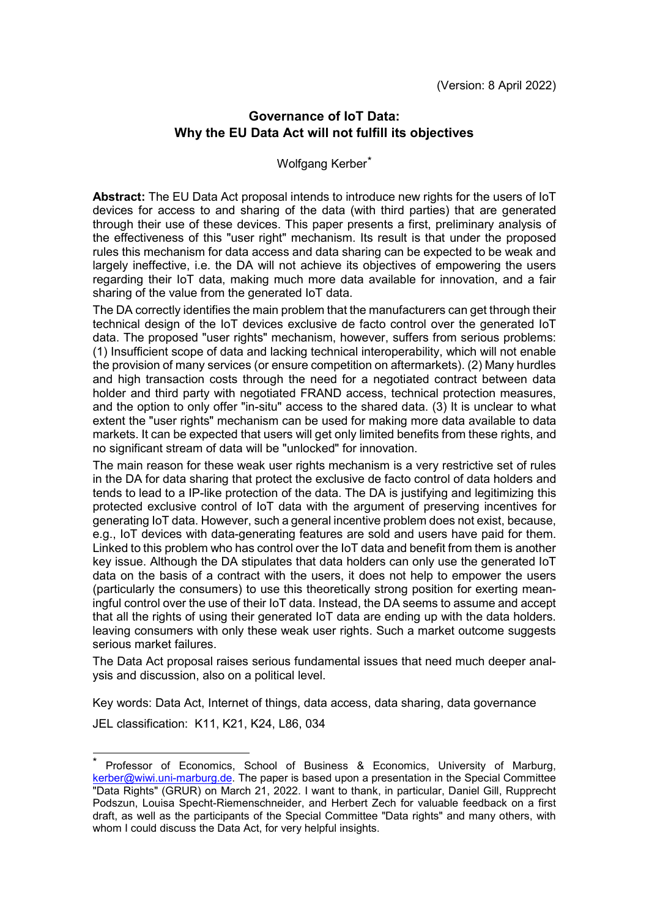(Version: 8 April 2022)

# Governance of IoT Data: Why the EU Data Act will not fulfill its objectives

Wolfgang Kerber[*]

**Abstract:** The EU Data Act proposal intends to introduce new rights for the users of IoT devices for access to and sharing of the data (with third parties) that are generated through their use of these devices. This paper presents a first, preliminary analysis of the effectiveness of this "user right" mechanism. Its result is that under the proposed rules this mechanism for data access and data sharing can be expected to be weak and largely ineffective, i.e. the DA will not achieve its objectives of empowering the users regarding their IoT data, making much more data available for innovation, and a fair sharing of the value from the generated IoT data.

The DA correctly identifies the main problem that the manufacturers can get through their technical design of the IoT devices exclusive de facto control over the generated IoT data. The proposed "user rights" mechanism, however, suffers from serious problems: (1) Insufficient scope of data and lacking technical interoperability, which will not enable the provision of many services (or ensure competition on aftermarkets). (2) Many hurdles and high transaction costs through the need for a negotiated contract between data holder and third party with negotiated FRAND access, technical protection measures, and the option to only offer "in-situ" access to the shared data. (3) It is unclear to what extent the "user rights" mechanism can be used for making more data available to data markets. It can be expected that users will get only limited benefits from these rights, and no significant stream of data will be "unlocked" for innovation.

The main reason for these weak user rights mechanism is a very restrictive set of rules in the DA for data sharing that protect the exclusive de facto control of data holders and tends to lead to a IP-like protection of the data. The DA is justifying and legitimizing this protected exclusive control of IoT data with the argument of preserving incentives for generating IoT data. However, such a general incentive problem does not exist, because, e.g., IoT devices with data-generating features are sold and users have paid for them. Linked to this problem who has control over the IoT data and benefit from them is another key issue. Although the DA stipulates that data holders can only use the generated IoT data on the basis of a contract with the users, it does not help to empower the users (particularly the consumers) to use this theoretically strong position for exerting meaningful control over the use of their IoT data. Instead, the DA seems to assume and accept that all the rights of using their generated IoT data are ending up with the data holders. leaving consumers with only these weak user rights. Such a market outcome suggests serious market failures.

The Data Act proposal raises serious fundamental issues that need much deeper analysis and discussion, also on a political level.

Key words: Data Act, Internet of things, data access, data sharing, data governance

JEL classification: K11, K21, K24, L86, 034

---

[*] Professor of Economics, School of Business & Economics, University of Marburg, kerber@wiwi.uni-marburg.de. The paper is based upon a presentation in the Special Committee "Data Rights" (GRUR) on March 21, 2022. I want to thank, in particular, Daniel Gill, Rupprecht Podszun, Louisa Specht-Riemenschneider, and Herbert Zech for valuable feedback on a first draft, as well as the participants of the Special Committee "Data rights" and many others, with whom I could discuss the Data Act, for very helpful insights.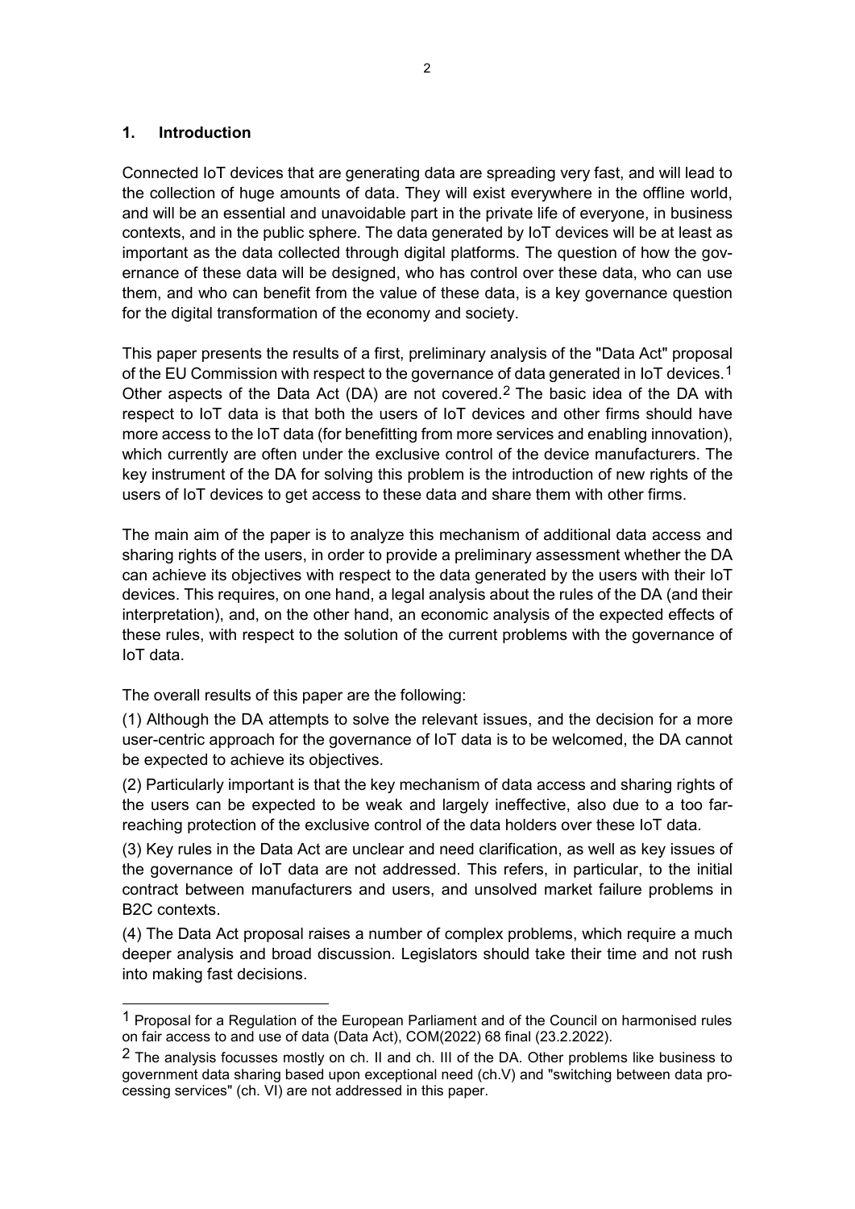## 1. Introduction

Connected IoT devices that are generating data are spreading very fast, and will lead to the collection of huge amounts of data. They will exist everywhere in the offline world, and will be an essential and unavoidable part in the private life of everyone, in business contexts, and in the public sphere. The data generated by IoT devices will be at least as important as the data collected through digital platforms. The question of how the governance of these data will be designed, who has control over these data, who can use them, and who can benefit from the value of these data, is a key governance question for the digital transformation of the economy and society.

This paper presents the results of a first, preliminary analysis of the "Data Act" proposal of the EU Commission with respect to the governance of data generated in IoT devices.[1] Other aspects of the Data Act (DA) are not covered.[2] The basic idea of the DA with respect to IoT data is that both the users of IoT devices and other firms should have more access to the IoT data (for benefitting from more services and enabling innovation), which currently are often under the exclusive control of the device manufacturers. The key instrument of the DA for solving this problem is the introduction of new rights of the users of IoT devices to get access to these data and share them with other firms.

The main aim of the paper is to analyze this mechanism of additional data access and sharing rights of the users, in order to provide a preliminary assessment whether the DA can achieve its objectives with respect to the data generated by the users with their IoT devices. This requires, on one hand, a legal analysis about the rules of the DA (and their interpretation), and, on the other hand, an economic analysis of the expected effects of these rules, with respect to the solution of the current problems with the governance of IoT data.

The overall results of this paper are the following:

(1) Although the DA attempts to solve the relevant issues, and the decision for a more user-centric approach for the governance of IoT data is to be welcomed, the DA cannot be expected to achieve its objectives.

(2) Particularly important is that the key mechanism of data access and sharing rights of the users can be expected to be weak and largely ineffective, also due to a too far-reaching protection of the exclusive control of the data holders over these IoT data.

(3) Key rules in the Data Act are unclear and need clarification, as well as key issues of the governance of IoT data are not addressed. This refers, in particular, to the initial contract between manufacturers and users, and unsolved market failure problems in B2C contexts.

(4) The Data Act proposal raises a number of complex problems, which require a much deeper analysis and broad discussion. Legislators should take their time and not rush into making fast decisions.

---

[1] Proposal for a Regulation of the European Parliament and of the Council on harmonised rules on fair access to and use of data (Data Act), COM(2022) 68 final (23.2.2022).

[2] The analysis focusses mostly on ch. II and ch. III of the DA. Other problems like business to government data sharing based upon exceptional need (ch.V) and "switching between data processing services" (ch. VI) are not addressed in this paper.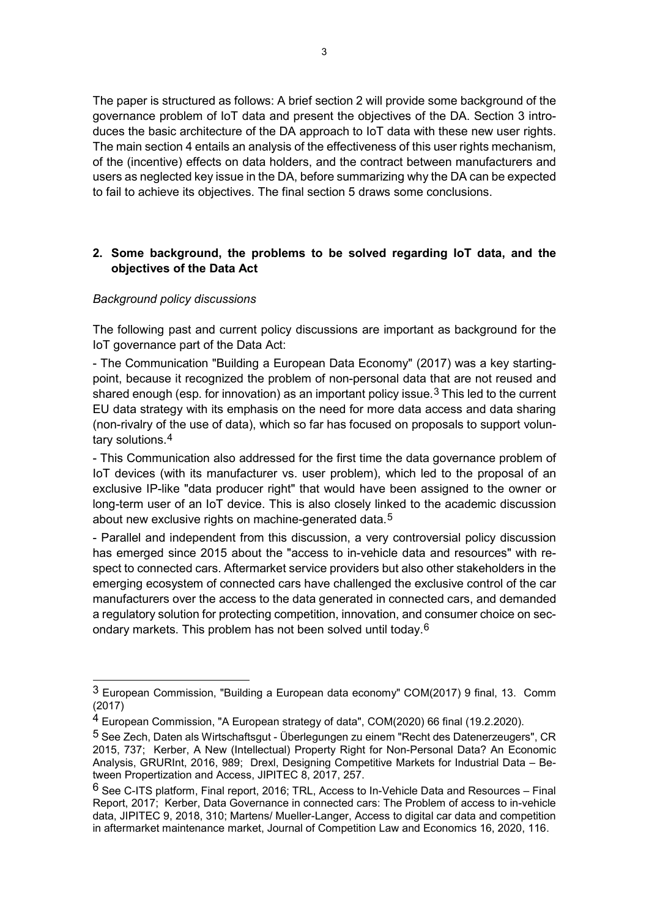The paper is structured as follows: A brief section 2 will provide some background of the governance problem of IoT data and present the objectives of the DA. Section 3 introduces the basic architecture of the DA approach to IoT data with these new user rights. The main section 4 entails an analysis of the effectiveness of this user rights mechanism, of the (incentive) effects on data holders, and the contract between manufacturers and users as neglected key issue in the DA, before summarizing why the DA can be expected to fail to achieve its objectives. The final section 5 draws some conclusions.

## 2. Some background, the problems to be solved regarding IoT data, and the objectives of the Data Act

*Background policy discussions*

The following past and current policy discussions are important as background for the IoT governance part of the Data Act:

- The Communication "Building a European Data Economy" (2017) was a key starting-point, because it recognized the problem of non-personal data that are not reused and shared enough (esp. for innovation) as an important policy issue.[3] This led to the current EU data strategy with its emphasis on the need for more data access and data sharing (non-rivalry of the use of data), which so far has focused on proposals to support voluntary solutions.[4]

- This Communication also addressed for the first time the data governance problem of IoT devices (with its manufacturer vs. user problem), which led to the proposal of an exclusive IP-like "data producer right" that would have been assigned to the owner or long-term user of an IoT device. This is also closely linked to the academic discussion about new exclusive rights on machine-generated data.[5]

- Parallel and independent from this discussion, a very controversial policy discussion has emerged since 2015 about the "access to in-vehicle data and resources" with respect to connected cars. Aftermarket service providers but also other stakeholders in the emerging ecosystem of connected cars have challenged the exclusive control of the car manufacturers over the access to the data generated in connected cars, and demanded a regulatory solution for protecting competition, innovation, and consumer choice on secondary markets. This problem has not been solved until today.[6]

---

[3] European Commission, "Building a European data economy" COM(2017) 9 final, 13. Comm (2017)

[4] European Commission, "A European strategy of data", COM(2020) 66 final (19.2.2020).

[5] See Zech, Daten als Wirtschaftsgut - Überlegungen zu einem "Recht des Datenerzeugers", CR 2015, 737; Kerber, A New (Intellectual) Property Right for Non-Personal Data? An Economic Analysis, GRURInt, 2016, 989; Drexl, Designing Competitive Markets for Industrial Data – Between Propertization and Access, JIPITEC 8, 2017, 257.

[6] See C-ITS platform, Final report, 2016; TRL, Access to In-Vehicle Data and Resources – Final Report, 2017; Kerber, Data Governance in connected cars: The Problem of access to in-vehicle data, JIPITEC 9, 2018, 310; Martens/ Mueller-Langer, Access to digital car data and competition in aftermarket maintenance market, Journal of Competition Law and Economics 16, 2020, 116.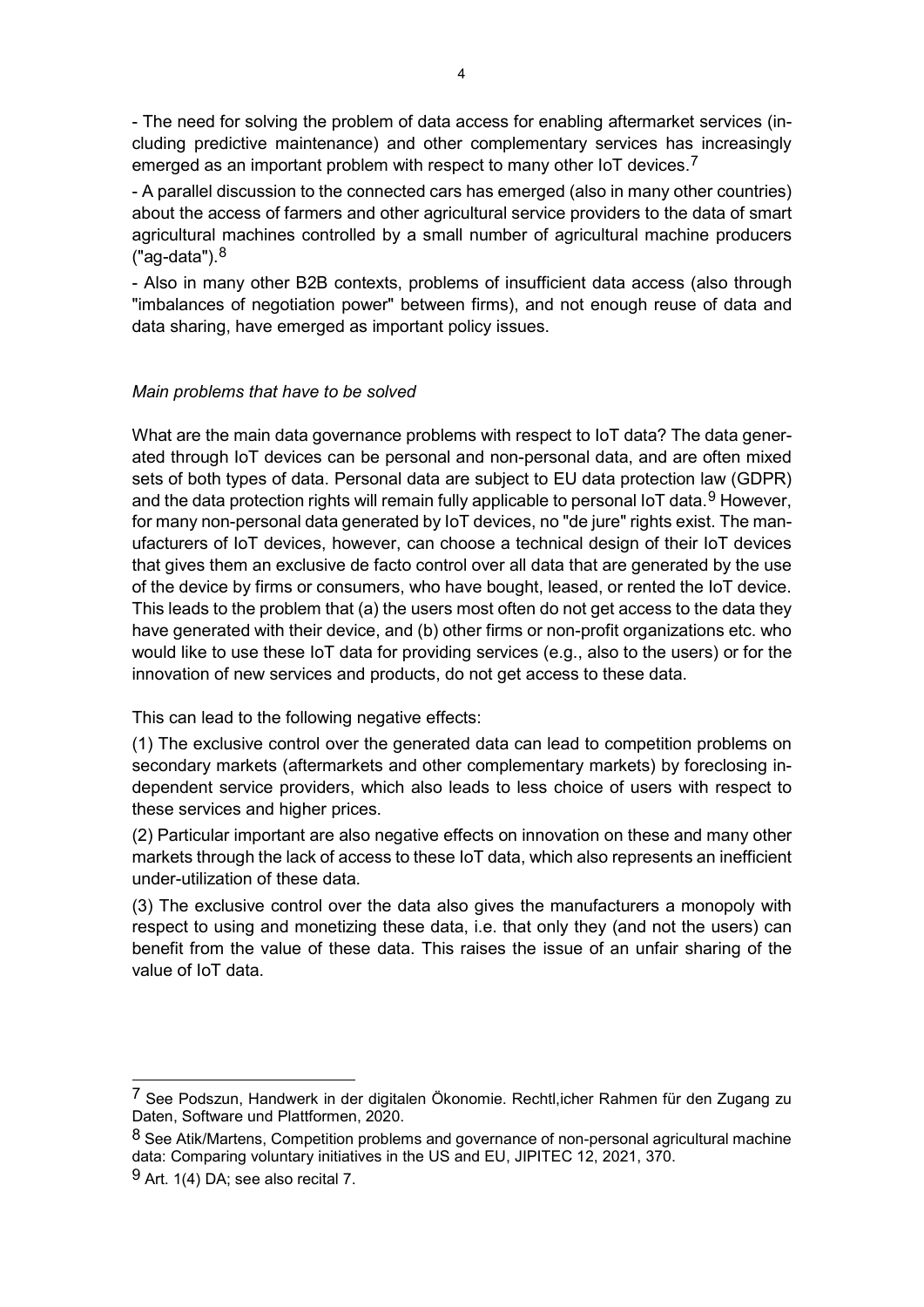- The need for solving the problem of data access for enabling aftermarket services (including predictive maintenance) and other complementary services has increasingly emerged as an important problem with respect to many other IoT devices.[7]

- A parallel discussion to the connected cars has emerged (also in many other countries) about the access of farmers and other agricultural service providers to the data of smart agricultural machines controlled by a small number of agricultural machine producers ("ag-data").[8]

- Also in many other B2B contexts, problems of insufficient data access (also through "imbalances of negotiation power" between firms), and not enough reuse of data and data sharing, have emerged as important policy issues.

*Main problems that have to be solved*

What are the main data governance problems with respect to IoT data? The data generated through IoT devices can be personal and non-personal data, and are often mixed sets of both types of data. Personal data are subject to EU data protection law (GDPR) and the data protection rights will remain fully applicable to personal IoT data.[9] However, for many non-personal data generated by IoT devices, no "de jure" rights exist. The manufacturers of IoT devices, however, can choose a technical design of their IoT devices that gives them an exclusive de facto control over all data that are generated by the use of the device by firms or consumers, who have bought, leased, or rented the IoT device. This leads to the problem that (a) the users most often do not get access to the data they have generated with their device, and (b) other firms or non-profit organizations etc. who would like to use these IoT data for providing services (e.g., also to the users) or for the innovation of new services and products, do not get access to these data.

This can lead to the following negative effects:

(1) The exclusive control over the generated data can lead to competition problems on secondary markets (aftermarkets and other complementary markets) by foreclosing independent service providers, which also leads to less choice of users with respect to these services and higher prices.

(2) Particular important are also negative effects on innovation on these and many other markets through the lack of access to these IoT data, which also represents an inefficient under-utilization of these data.

(3) The exclusive control over the data also gives the manufacturers a monopoly with respect to using and monetizing these data, i.e. that only they (and not the users) can benefit from the value of these data. This raises the issue of an unfair sharing of the value of IoT data.

---

[7] See Podszun, Handwerk in der digitalen Ökonomie. Rechtl,icher Rahmen für den Zugang zu Daten, Software und Plattformen, 2020.

[8] See Atik/Martens, Competition problems and governance of non-personal agricultural machine data: Comparing voluntary initiatives in the US and EU, JIPITEC 12, 2021, 370.

[9] Art. 1(4) DA; see also recital 7.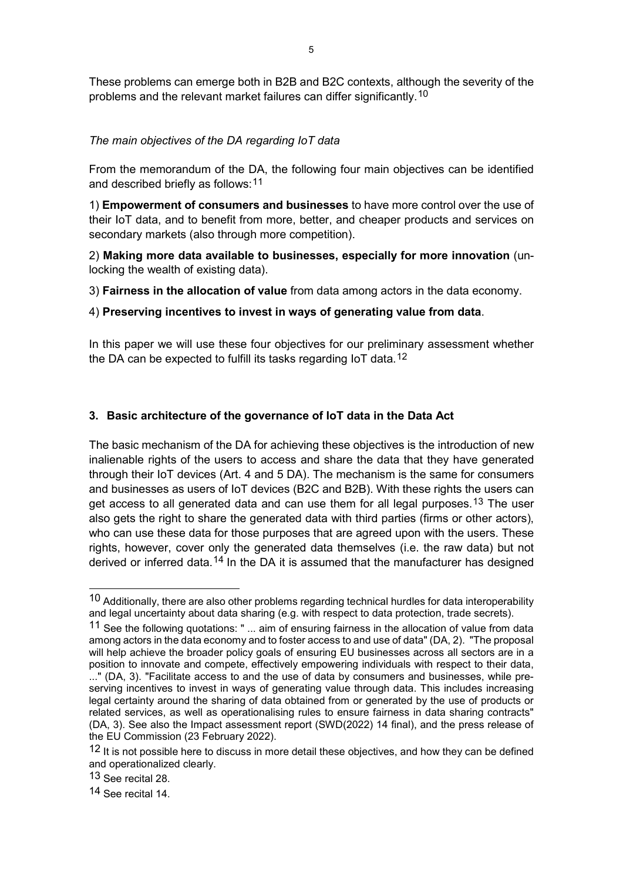These problems can emerge both in B2B and B2C contexts, although the severity of the problems and the relevant market failures can differ significantly.[10]

*The main objectives of the DA regarding IoT data*

From the memorandum of the DA, the following four main objectives can be identified and described briefly as follows:[11]

1) **Empowerment of consumers and businesses** to have more control over the use of their IoT data, and to benefit from more, better, and cheaper products and services on secondary markets (also through more competition).

2) **Making more data available to businesses, especially for more innovation** (unlocking the wealth of existing data).

3) **Fairness in the allocation of value** from data among actors in the data economy.

4) **Preserving incentives to invest in ways of generating value from data**.

In this paper we will use these four objectives for our preliminary assessment whether the DA can be expected to fulfill its tasks regarding IoT data.[12]

## 3. Basic architecture of the governance of IoT data in the Data Act

The basic mechanism of the DA for achieving these objectives is the introduction of new inalienable rights of the users to access and share the data that they have generated through their IoT devices (Art. 4 and 5 DA). The mechanism is the same for consumers and businesses as users of IoT devices (B2C and B2B). With these rights the users can get access to all generated data and can use them for all legal purposes.[13] The user also gets the right to share the generated data with third parties (firms or other actors), who can use these data for those purposes that are agreed upon with the users. These rights, however, cover only the generated data themselves (i.e. the raw data) but not derived or inferred data.[14] In the DA it is assumed that the manufacturer has designed

---

[10] Additionally, there are also other problems regarding technical hurdles for data interoperability and legal uncertainty about data sharing (e.g. with respect to data protection, trade secrets).

[11] See the following quotations: " ... aim of ensuring fairness in the allocation of value from data among actors in the data economy and to foster access to and use of data" (DA, 2). "The proposal will help achieve the broader policy goals of ensuring EU businesses across all sectors are in a position to innovate and compete, effectively empowering individuals with respect to their data, ..." (DA, 3). "Facilitate access to and the use of data by consumers and businesses, while preserving incentives to invest in ways of generating value through data. This includes increasing legal certainty around the sharing of data obtained from or generated by the use of products or related services, as well as operationalising rules to ensure fairness in data sharing contracts" (DA, 3). See also the Impact assessment report (SWD(2022) 14 final), and the press release of the EU Commission (23 February 2022).

[12] It is not possible here to discuss in more detail these objectives, and how they can be defined and operationalized clearly.

[13] See recital 28.

[14] See recital 14.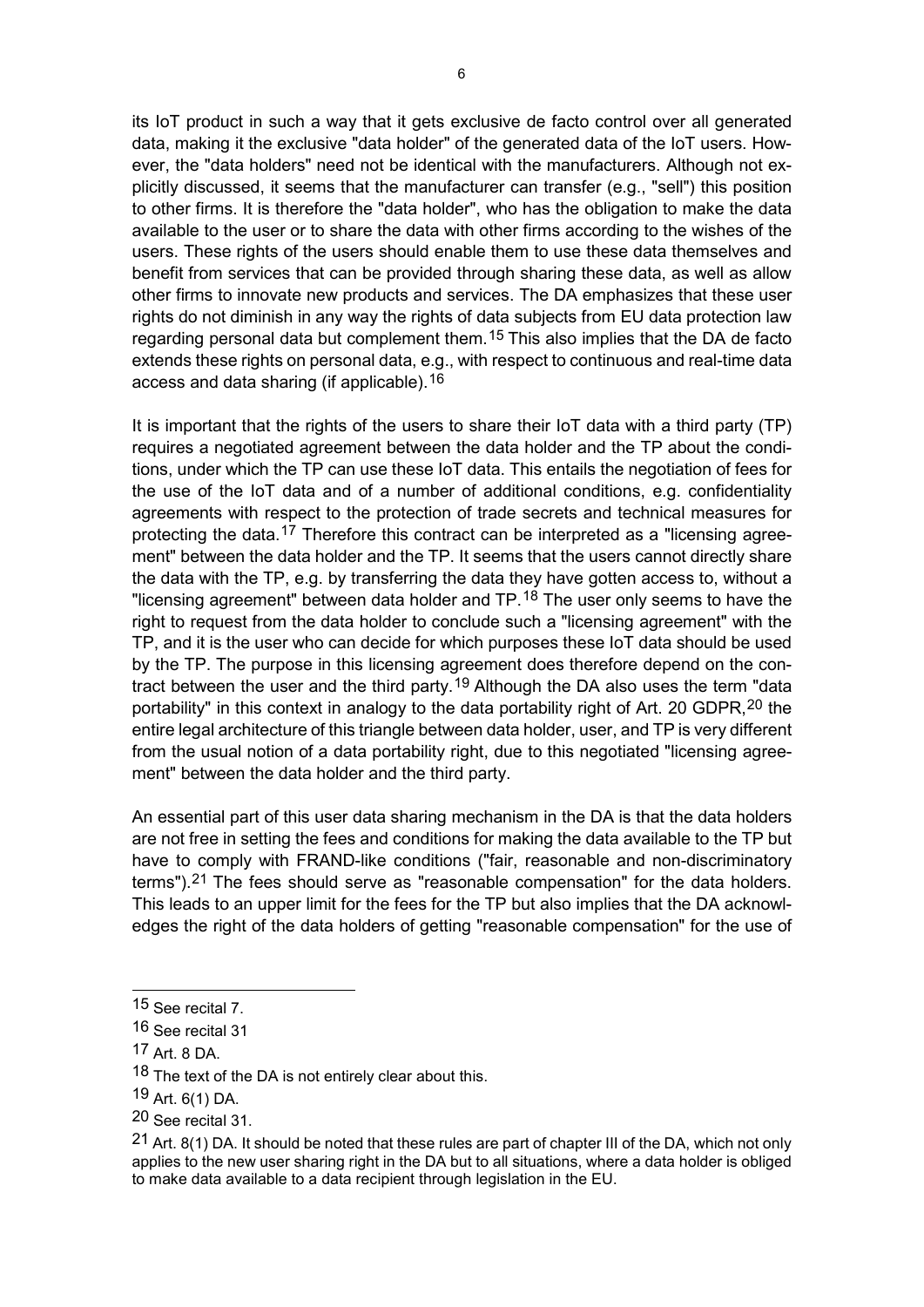its IoT product in such a way that it gets exclusive de facto control over all generated data, making it the exclusive "data holder" of the generated data of the IoT users. However, the "data holders" need not be identical with the manufacturers. Although not explicitly discussed, it seems that the manufacturer can transfer (e.g., "sell") this position to other firms. It is therefore the "data holder", who has the obligation to make the data available to the user or to share the data with other firms according to the wishes of the users. These rights of the users should enable them to use these data themselves and benefit from services that can be provided through sharing these data, as well as allow other firms to innovate new products and services. The DA emphasizes that these user rights do not diminish in any way the rights of data subjects from EU data protection law regarding personal data but complement them.[15] This also implies that the DA de facto extends these rights on personal data, e.g., with respect to continuous and real-time data access and data sharing (if applicable).[16]

It is important that the rights of the users to share their IoT data with a third party (TP) requires a negotiated agreement between the data holder and the TP about the conditions, under which the TP can use these IoT data. This entails the negotiation of fees for the use of the IoT data and of a number of additional conditions, e.g. confidentiality agreements with respect to the protection of trade secrets and technical measures for protecting the data.[17] Therefore this contract can be interpreted as a "licensing agreement" between the data holder and the TP. It seems that the users cannot directly share the data with the TP, e.g. by transferring the data they have gotten access to, without a "licensing agreement" between data holder and TP.[18] The user only seems to have the right to request from the data holder to conclude such a "licensing agreement" with the TP, and it is the user who can decide for which purposes these IoT data should be used by the TP. The purpose in this licensing agreement does therefore depend on the contract between the user and the third party.[19] Although the DA also uses the term "data portability" in this context in analogy to the data portability right of Art. 20 GDPR,[20] the entire legal architecture of this triangle between data holder, user, and TP is very different from the usual notion of a data portability right, due to this negotiated "licensing agreement" between the data holder and the third party.

An essential part of this user data sharing mechanism in the DA is that the data holders are not free in setting the fees and conditions for making the data available to the TP but have to comply with FRAND-like conditions ("fair, reasonable and non-discriminatory terms").[21] The fees should serve as "reasonable compensation" for the data holders. This leads to an upper limit for the fees for the TP but also implies that the DA acknowledges the right of the data holders of getting "reasonable compensation" for the use of

---

[15] See recital 7.

[16] See recital 31

[17] Art. 8 DA.

[18] The text of the DA is not entirely clear about this.

[19] Art. 6(1) DA.

[20] See recital 31.

[21] Art. 8(1) DA. It should be noted that these rules are part of chapter III of the DA, which not only applies to the new user sharing right in the DA but to all situations, where a data holder is obliged to make data available to a data recipient through legislation in the EU.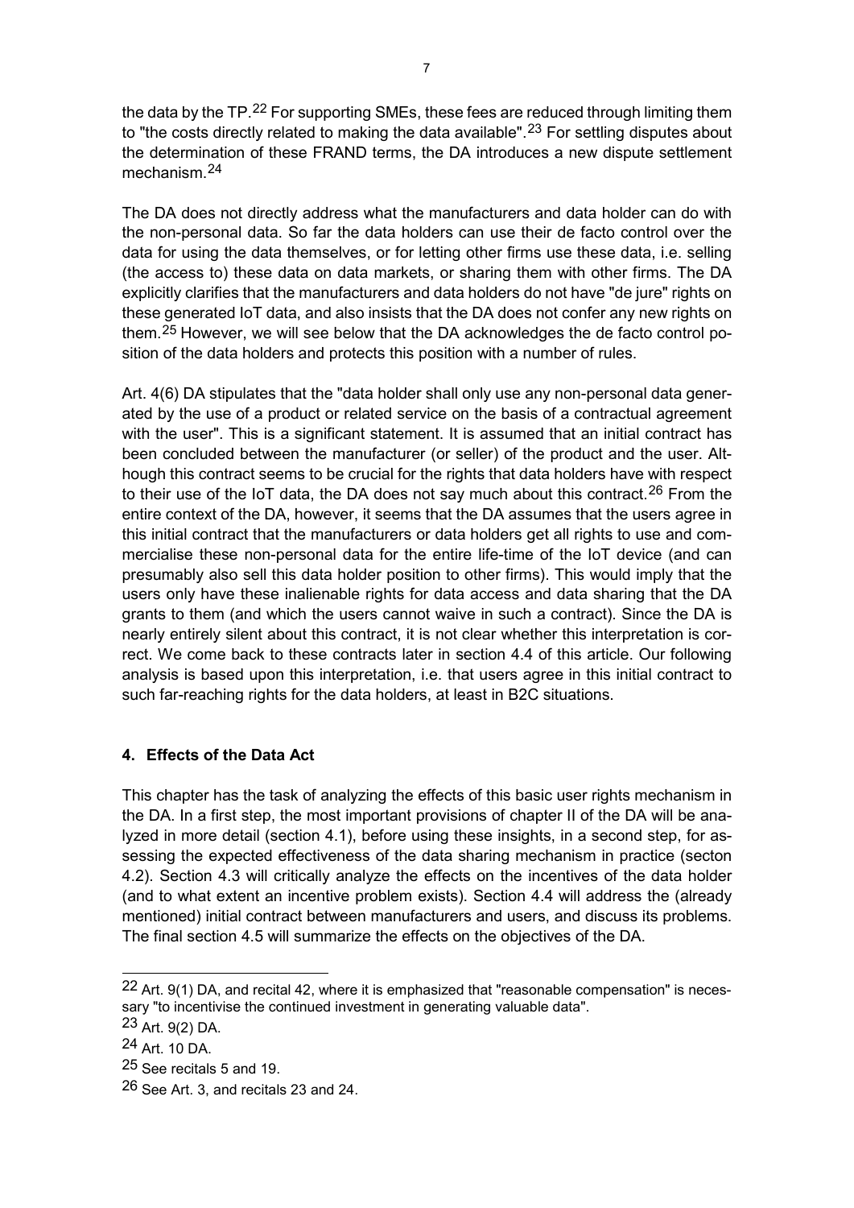the data by the TP.[22] For supporting SMEs, these fees are reduced through limiting them to "the costs directly related to making the data available".[23] For settling disputes about the determination of these FRAND terms, the DA introduces a new dispute settlement mechanism.[24]

The DA does not directly address what the manufacturers and data holder can do with the non-personal data. So far the data holders can use their de facto control over the data for using the data themselves, or for letting other firms use these data, i.e. selling (the access to) these data on data markets, or sharing them with other firms. The DA explicitly clarifies that the manufacturers and data holders do not have "de jure" rights on these generated IoT data, and also insists that the DA does not confer any new rights on them.[25] However, we will see below that the DA acknowledges the de facto control position of the data holders and protects this position with a number of rules.

Art. 4(6) DA stipulates that the "data holder shall only use any non-personal data generated by the use of a product or related service on the basis of a contractual agreement with the user". This is a significant statement. It is assumed that an initial contract has been concluded between the manufacturer (or seller) of the product and the user. Although this contract seems to be crucial for the rights that data holders have with respect to their use of the IoT data, the DA does not say much about this contract.[26] From the entire context of the DA, however, it seems that the DA assumes that the users agree in this initial contract that the manufacturers or data holders get all rights to use and commercialise these non-personal data for the entire life-time of the IoT device (and can presumably also sell this data holder position to other firms). This would imply that the users only have these inalienable rights for data access and data sharing that the DA grants to them (and which the users cannot waive in such a contract). Since the DA is nearly entirely silent about this contract, it is not clear whether this interpretation is correct. We come back to these contracts later in section 4.4 of this article. Our following analysis is based upon this interpretation, i.e. that users agree in this initial contract to such far-reaching rights for the data holders, at least in B2C situations.

## 4. Effects of the Data Act

This chapter has the task of analyzing the effects of this basic user rights mechanism in the DA. In a first step, the most important provisions of chapter II of the DA will be analyzed in more detail (section 4.1), before using these insights, in a second step, for assessing the expected effectiveness of the data sharing mechanism in practice (secton 4.2). Section 4.3 will critically analyze the effects on the incentives of the data holder (and to what extent an incentive problem exists). Section 4.4 will address the (already mentioned) initial contract between manufacturers and users, and discuss its problems. The final section 4.5 will summarize the effects on the objectives of the DA.

---

[22] Art. 9(1) DA, and recital 42, where it is emphasized that "reasonable compensation" is necessary "to incentivise the continued investment in generating valuable data".

[23] Art. 9(2) DA.

[24] Art. 10 DA.

[25] See recitals 5 and 19.

[26] See Art. 3, and recitals 23 and 24.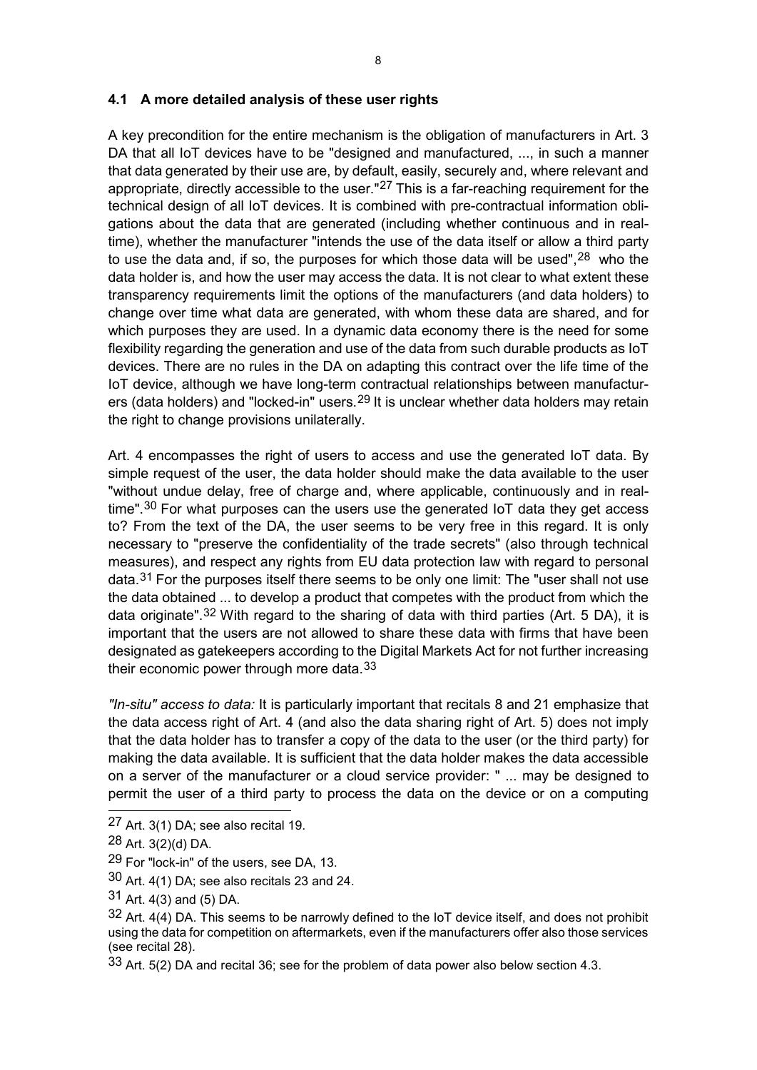### 4.1 A more detailed analysis of these user rights

A key precondition for the entire mechanism is the obligation of manufacturers in Art. 3 DA that all IoT devices have to be "designed and manufactured, ..., in such a manner that data generated by their use are, by default, easily, securely and, where relevant and appropriate, directly accessible to the user."[27] This is a far-reaching requirement for the technical design of all IoT devices. It is combined with pre-contractual information obligations about the data that are generated (including whether continuous and in real-time), whether the manufacturer "intends the use of the data itself or allow a third party to use the data and, if so, the purposes for which those data will be used",[28] who the data holder is, and how the user may access the data. It is not clear to what extent these transparency requirements limit the options of the manufacturers (and data holders) to change over time what data are generated, with whom these data are shared, and for which purposes they are used. In a dynamic data economy there is the need for some flexibility regarding the generation and use of the data from such durable products as IoT devices. There are no rules in the DA on adapting this contract over the life time of the IoT device, although we have long-term contractual relationships between manufacturers (data holders) and "locked-in" users.[29] It is unclear whether data holders may retain the right to change provisions unilaterally.

Art. 4 encompasses the right of users to access and use the generated IoT data. By simple request of the user, the data holder should make the data available to the user "without undue delay, free of charge and, where applicable, continuously and in real-time".[30] For what purposes can the users use the generated IoT data they get access to? From the text of the DA, the user seems to be very free in this regard. It is only necessary to "preserve the confidentiality of the trade secrets" (also through technical measures), and respect any rights from EU data protection law with regard to personal data.[31] For the purposes itself there seems to be only one limit: The "user shall not use the data obtained ... to develop a product that competes with the product from which the data originate".[32] With regard to the sharing of data with third parties (Art. 5 DA), it is important that the users are not allowed to share these data with firms that have been designated as gatekeepers according to the Digital Markets Act for not further increasing their economic power through more data.[33]

*"In-situ" access to data:* It is particularly important that recitals 8 and 21 emphasize that the data access right of Art. 4 (and also the data sharing right of Art. 5) does not imply that the data holder has to transfer a copy of the data to the user (or the third party) for making the data available. It is sufficient that the data holder makes the data accessible on a server of the manufacturer or a cloud service provider: " ... may be designed to permit the user of a third party to process the data on the device or on a computing

---

[27] Art. 3(1) DA; see also recital 19.

[28] Art. 3(2)(d) DA.

[29] For "lock-in" of the users, see DA, 13.

[30] Art. 4(1) DA; see also recitals 23 and 24.

[31] Art. 4(3) and (5) DA.

[32] Art. 4(4) DA. This seems to be narrowly defined to the IoT device itself, and does not prohibit using the data for competition on aftermarkets, even if the manufacturers offer also those services (see recital 28).

[33] Art. 5(2) DA and recital 36; see for the problem of data power also below section 4.3.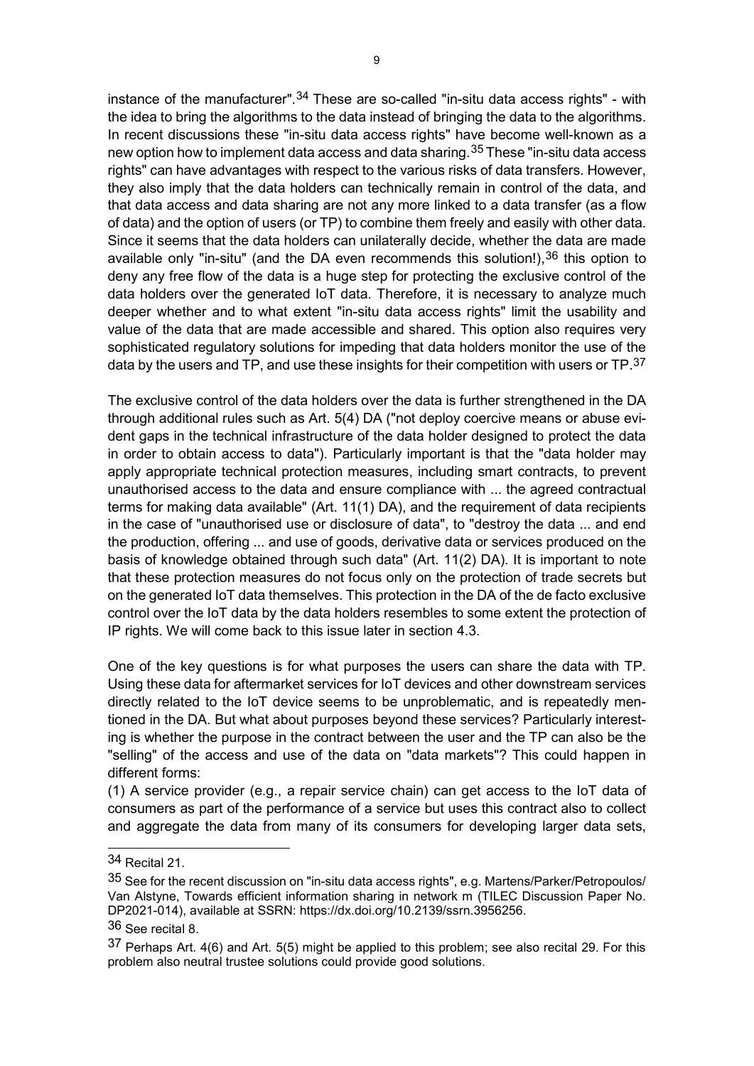instance of the manufacturer".[34] These are so-called "in-situ data access rights" - with the idea to bring the algorithms to the data instead of bringing the data to the algorithms. In recent discussions these "in-situ data access rights" have become well-known as a new option how to implement data access and data sharing.[35] These "in-situ data access rights" can have advantages with respect to the various risks of data transfers. However, they also imply that the data holders can technically remain in control of the data, and that data access and data sharing are not any more linked to a data transfer (as a flow of data) and the option of users (or TP) to combine them freely and easily with other data. Since it seems that the data holders can unilaterally decide, whether the data are made available only "in-situ" (and the DA even recommends this solution!),[36] this option to deny any free flow of the data is a huge step for protecting the exclusive control of the data holders over the generated IoT data. Therefore, it is necessary to analyze much deeper whether and to what extent "in-situ data access rights" limit the usability and value of the data that are made accessible and shared. This option also requires very sophisticated regulatory solutions for impeding that data holders monitor the use of the data by the users and TP, and use these insights for their competition with users or TP.[37]

The exclusive control of the data holders over the data is further strengthened in the DA through additional rules such as Art. 5(4) DA ("not deploy coercive means or abuse evident gaps in the technical infrastructure of the data holder designed to protect the data in order to obtain access to data"). Particularly important is that the "data holder may apply appropriate technical protection measures, including smart contracts, to prevent unauthorised access to the data and ensure compliance with ... the agreed contractual terms for making data available" (Art. 11(1) DA), and the requirement of data recipients in the case of "unauthorised use or disclosure of data", to "destroy the data ... and end the production, offering ... and use of goods, derivative data or services produced on the basis of knowledge obtained through such data" (Art. 11(2) DA). It is important to note that these protection measures do not focus only on the protection of trade secrets but on the generated IoT data themselves. This protection in the DA of the de facto exclusive control over the IoT data by the data holders resembles to some extent the protection of IP rights. We will come back to this issue later in section 4.3.

One of the key questions is for what purposes the users can share the data with TP. Using these data for aftermarket services for IoT devices and other downstream services directly related to the IoT device seems to be unproblematic, and is repeatedly mentioned in the DA. But what about purposes beyond these services? Particularly interesting is whether the purpose in the contract between the user and the TP can also be the "selling" of the access and use of the data on "data markets"? This could happen in different forms:

(1) A service provider (e.g., a repair service chain) can get access to the IoT data of consumers as part of the performance of a service but uses this contract also to collect and aggregate the data from many of its consumers for developing larger data sets,

---

[34] Recital 21.

[35] See for the recent discussion on "in-situ data access rights", e.g. Martens/Parker/Petropoulos/Van Alstyne, Towards efficient information sharing in network m (TILEC Discussion Paper No. DP2021-014), available at SSRN: https://dx.doi.org/10.2139/ssrn.3956256.

[36] See recital 8.

[37] Perhaps Art. 4(6) and Art. 5(5) might be applied to this problem; see also recital 29. For this problem also neutral trustee solutions could provide good solutions.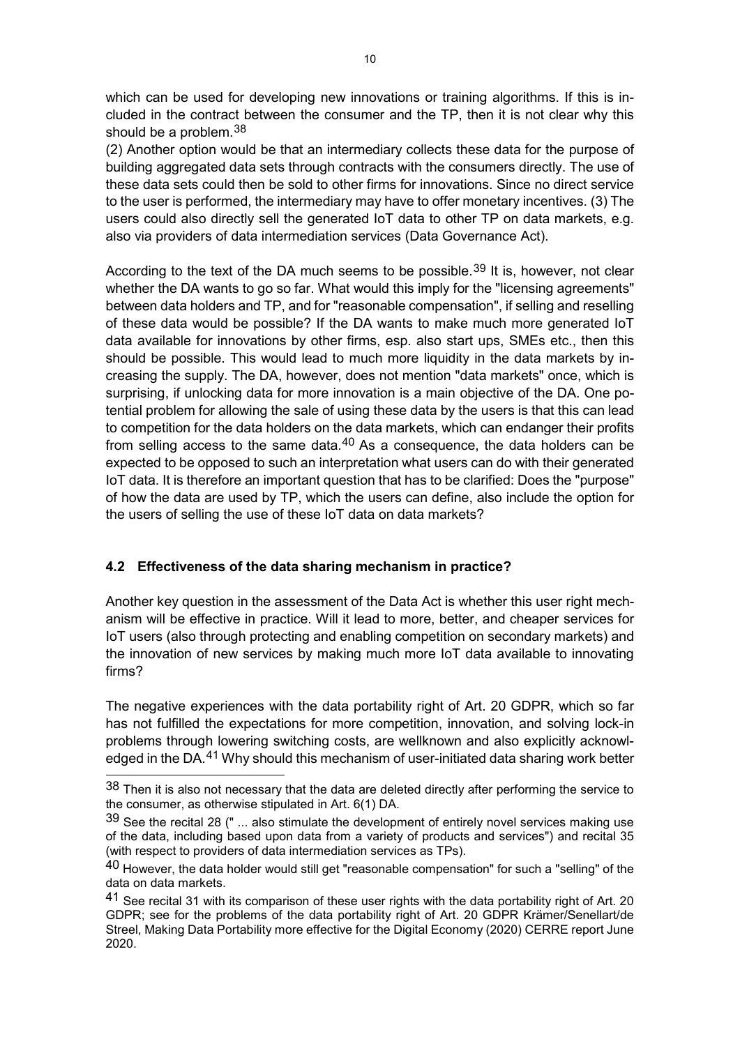which can be used for developing new innovations or training algorithms. If this is included in the contract between the consumer and the TP, then it is not clear why this should be a problem.[38]

(2) Another option would be that an intermediary collects these data for the purpose of building aggregated data sets through contracts with the consumers directly. The use of these data sets could then be sold to other firms for innovations. Since no direct service to the user is performed, the intermediary may have to offer monetary incentives. (3) The users could also directly sell the generated IoT data to other TP on data markets, e.g. also via providers of data intermediation services (Data Governance Act).

According to the text of the DA much seems to be possible.[39] It is, however, not clear whether the DA wants to go so far. What would this imply for the "licensing agreements" between data holders and TP, and for "reasonable compensation", if selling and reselling of these data would be possible? If the DA wants to make much more generated IoT data available for innovations by other firms, esp. also start ups, SMEs etc., then this should be possible. This would lead to much more liquidity in the data markets by increasing the supply. The DA, however, does not mention "data markets" once, which is surprising, if unlocking data for more innovation is a main objective of the DA. One potential problem for allowing the sale of using these data by the users is that this can lead to competition for the data holders on the data markets, which can endanger their profits from selling access to the same data.[40] As a consequence, the data holders can be expected to be opposed to such an interpretation what users can do with their generated IoT data. It is therefore an important question that has to be clarified: Does the "purpose" of how the data are used by TP, which the users can define, also include the option for the users of selling the use of these IoT data on data markets?

### 4.2 Effectiveness of the data sharing mechanism in practice?

Another key question in the assessment of the Data Act is whether this user right mechanism will be effective in practice. Will it lead to more, better, and cheaper services for IoT users (also through protecting and enabling competition on secondary markets) and the innovation of new services by making much more IoT data available to innovating firms?

The negative experiences with the data portability right of Art. 20 GDPR, which so far has not fulfilled the expectations for more competition, innovation, and solving lock-in problems through lowering switching costs, are wellknown and also explicitly acknowledged in the DA.[41] Why should this mechanism of user-initiated data sharing work better

---

[38] Then it is also not necessary that the data are deleted directly after performing the service to the consumer, as otherwise stipulated in Art. 6(1) DA.

[39] See the recital 28 (" ... also stimulate the development of entirely novel services making use of the data, including based upon data from a variety of products and services") and recital 35 (with respect to providers of data intermediation services as TPs).

[40] However, the data holder would still get "reasonable compensation" for such a "selling" of the data on data markets.

[41] See recital 31 with its comparison of these user rights with the data portability right of Art. 20 GDPR; see for the problems of the data portability right of Art. 20 GDPR Krämer/Senellart/de Streel, Making Data Portability more effective for the Digital Economy (2020) CERRE report June 2020.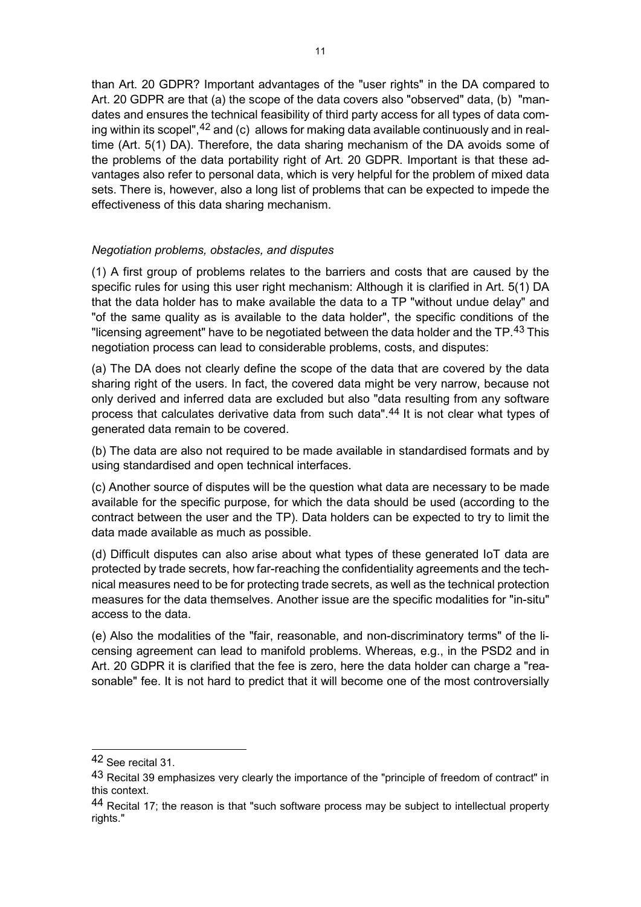than Art. 20 GDPR? Important advantages of the "user rights" in the DA compared to Art. 20 GDPR are that (a) the scope of the data covers also "observed" data, (b) "mandates and ensures the technical feasibility of third party access for all types of data coming within its scope",[42] and (c) allows for making data available continuously and in real-time (Art. 5(1) DA). Therefore, the data sharing mechanism of the DA avoids some of the problems of the data portability right of Art. 20 GDPR. Important is that these advantages also refer to personal data, which is very helpful for the problem of mixed data sets. There is, however, also a long list of problems that can be expected to impede the effectiveness of this data sharing mechanism.

*Negotiation problems, obstacles, and disputes*

(1) A first group of problems relates to the barriers and costs that are caused by the specific rules for using this user right mechanism: Although it is clarified in Art. 5(1) DA that the data holder has to make available the data to a TP "without undue delay" and "of the same quality as is available to the data holder", the specific conditions of the "licensing agreement" have to be negotiated between the data holder and the TP.[43] This negotiation process can lead to considerable problems, costs, and disputes:

(a) The DA does not clearly define the scope of the data that are covered by the data sharing right of the users. In fact, the covered data might be very narrow, because not only derived and inferred data are excluded but also "data resulting from any software process that calculates derivative data from such data".[44] It is not clear what types of generated data remain to be covered.

(b) The data are also not required to be made available in standardised formats and by using standardised and open technical interfaces.

(c) Another source of disputes will be the question what data are necessary to be made available for the specific purpose, for which the data should be used (according to the contract between the user and the TP). Data holders can be expected to try to limit the data made available as much as possible.

(d) Difficult disputes can also arise about what types of these generated IoT data are protected by trade secrets, how far-reaching the confidentiality agreements and the technical measures need to be for protecting trade secrets, as well as the technical protection measures for the data themselves. Another issue are the specific modalities for "in-situ" access to the data.

(e) Also the modalities of the "fair, reasonable, and non-discriminatory terms" of the licensing agreement can lead to manifold problems. Whereas, e.g., in the PSD2 and in Art. 20 GDPR it is clarified that the fee is zero, here the data holder can charge a "reasonable" fee. It is not hard to predict that it will become one of the most controversially

[42] See recital 31.

[43] Recital 39 emphasizes very clearly the importance of the "principle of freedom of contract" in this context.

[44] Recital 17; the reason is that "such software process may be subject to intellectual property rights."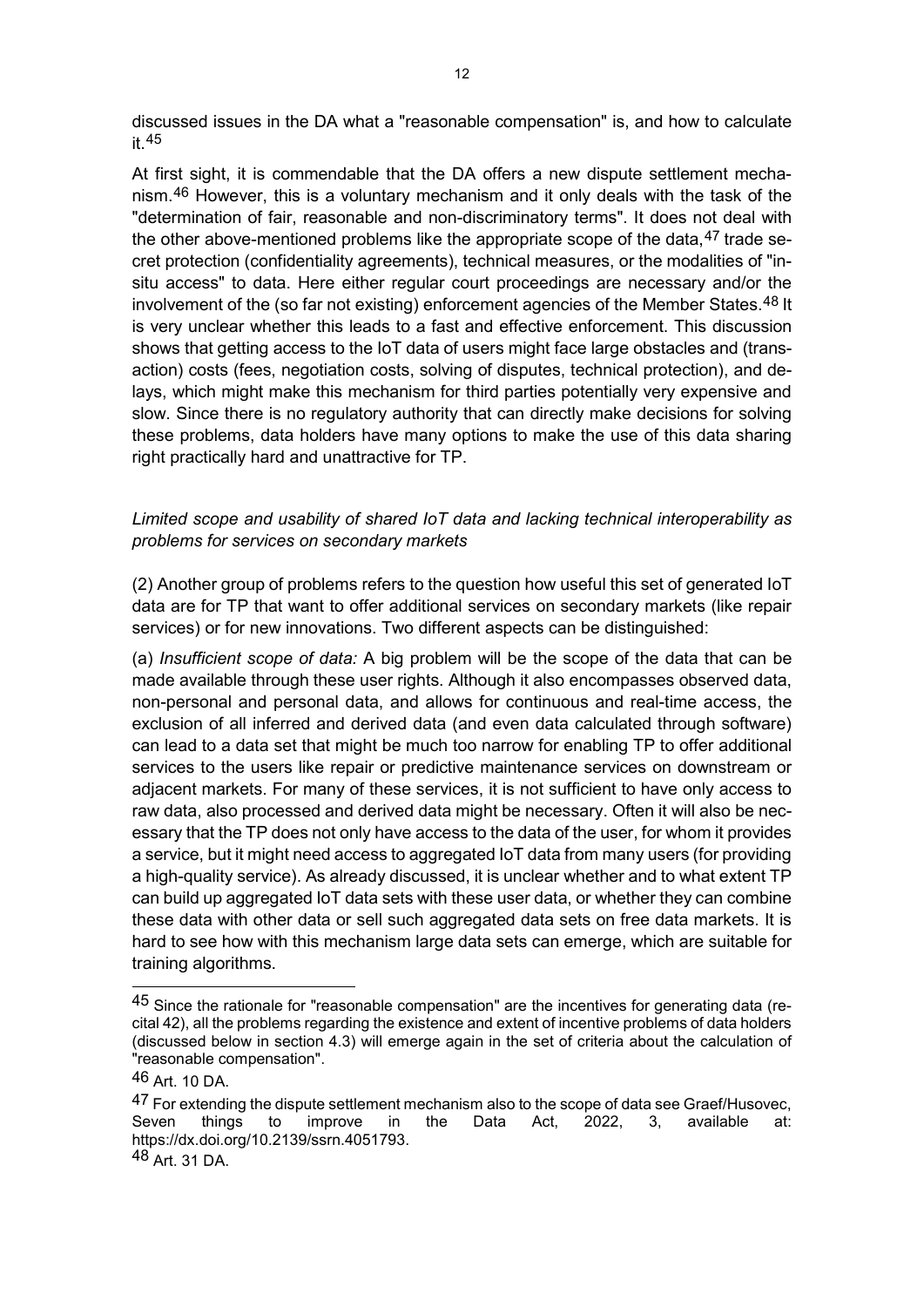discussed issues in the DA what a "reasonable compensation" is, and how to calculate it.[45]

At first sight, it is commendable that the DA offers a new dispute settlement mechanism.[46] However, this is a voluntary mechanism and it only deals with the task of the "determination of fair, reasonable and non-discriminatory terms". It does not deal with the other above-mentioned problems like the appropriate scope of the data,[47] trade secret protection (confidentiality agreements), technical measures, or the modalities of "in-situ access" to data. Here either regular court proceedings are necessary and/or the involvement of the (so far not existing) enforcement agencies of the Member States.[48] It is very unclear whether this leads to a fast and effective enforcement. This discussion shows that getting access to the IoT data of users might face large obstacles and (transaction) costs (fees, negotiation costs, solving of disputes, technical protection), and delays, which might make this mechanism for third parties potentially very expensive and slow. Since there is no regulatory authority that can directly make decisions for solving these problems, data holders have many options to make the use of this data sharing right practically hard and unattractive for TP.

*Limited scope and usability of shared IoT data and lacking technical interoperability as problems for services on secondary markets*

(2) Another group of problems refers to the question how useful this set of generated IoT data are for TP that want to offer additional services on secondary markets (like repair services) or for new innovations. Two different aspects can be distinguished:

(a) *Insufficient scope of data:* A big problem will be the scope of the data that can be made available through these user rights. Although it also encompasses observed data, non-personal and personal data, and allows for continuous and real-time access, the exclusion of all inferred and derived data (and even data calculated through software) can lead to a data set that might be much too narrow for enabling TP to offer additional services to the users like repair or predictive maintenance services on downstream or adjacent markets. For many of these services, it is not sufficient to have only access to raw data, also processed and derived data might be necessary. Often it will also be necessary that the TP does not only have access to the data of the user, for whom it provides a service, but it might need access to aggregated IoT data from many users (for providing a high-quality service). As already discussed, it is unclear whether and to what extent TP can build up aggregated IoT data sets with these user data, or whether they can combine these data with other data or sell such aggregated data sets on free data markets. It is hard to see how with this mechanism large data sets can emerge, which are suitable for training algorithms.

---

[45] Since the rationale for "reasonable compensation" are the incentives for generating data (recital 42), all the problems regarding the existence and extent of incentive problems of data holders (discussed below in section 4.3) will emerge again in the set of criteria about the calculation of "reasonable compensation".

[46] Art. 10 DA.

[47] For extending the dispute settlement mechanism also to the scope of data see Graef/Husovec, Seven things to improve in the Data Act, 2022, 3, available at: https://dx.doi.org/10.2139/ssrn.4051793.

[48] Art. 31 DA.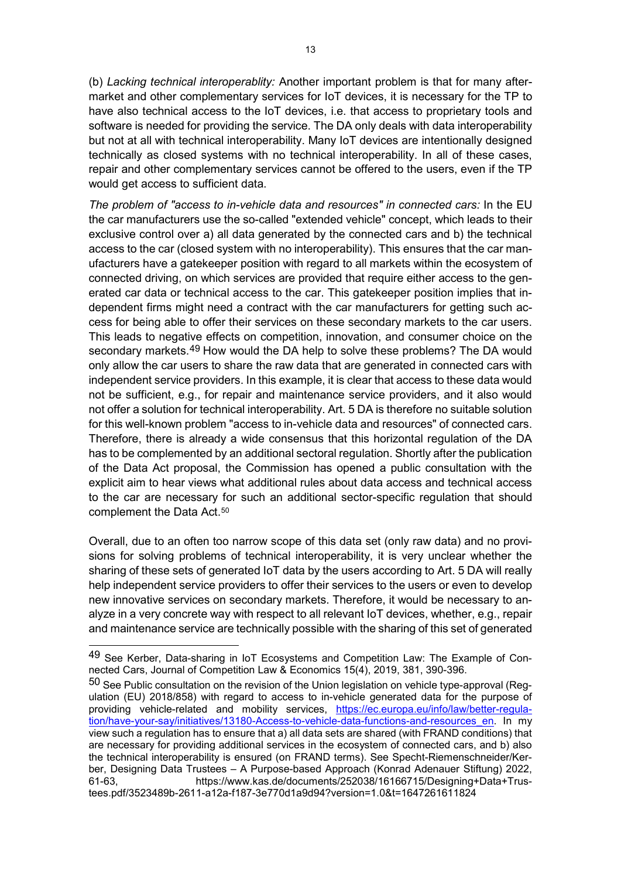(b) *Lacking technical interoperablity:* Another important problem is that for many aftermarket and other complementary services for IoT devices, it is necessary for the TP to have also technical access to the IoT devices, i.e. that access to proprietary tools and software is needed for providing the service. The DA only deals with data interoperability but not at all with technical interoperability. Many IoT devices are intentionally designed technically as closed systems with no technical interoperability. In all of these cases, repair and other complementary services cannot be offered to the users, even if the TP would get access to sufficient data.

*The problem of "access to in-vehicle data and resources" in connected cars:* In the EU the car manufacturers use the so-called "extended vehicle" concept, which leads to their exclusive control over a) all data generated by the connected cars and b) the technical access to the car (closed system with no interoperability). This ensures that the car manufacturers have a gatekeeper position with regard to all markets within the ecosystem of connected driving, on which services are provided that require either access to the generated car data or technical access to the car. This gatekeeper position implies that independent firms might need a contract with the car manufacturers for getting such access for being able to offer their services on these secondary markets to the car users. This leads to negative effects on competition, innovation, and consumer choice on the secondary markets.[49] How would the DA help to solve these problems? The DA would only allow the car users to share the raw data that are generated in connected cars with independent service providers. In this example, it is clear that access to these data would not be sufficient, e.g., for repair and maintenance service providers, and it also would not offer a solution for technical interoperability. Art. 5 DA is therefore no suitable solution for this well-known problem "access to in-vehicle data and resources" of connected cars. Therefore, there is already a wide consensus that this horizontal regulation of the DA has to be complemented by an additional sectoral regulation. Shortly after the publication of the Data Act proposal, the Commission has opened a public consultation with the explicit aim to hear views what additional rules about data access and technical access to the car are necessary for such an additional sector-specific regulation that should complement the Data Act.[50]

Overall, due to an often too narrow scope of this data set (only raw data) and no provisions for solving problems of technical interoperability, it is very unclear whether the sharing of these sets of generated IoT data by the users according to Art. 5 DA will really help independent service providers to offer their services to the users or even to develop new innovative services on secondary markets. Therefore, it would be necessary to analyze in a very concrete way with respect to all relevant IoT devices, whether, e.g., repair and maintenance service are technically possible with the sharing of this set of generated

---

[49] See Kerber, Data-sharing in IoT Ecosystems and Competition Law: The Example of Connected Cars, Journal of Competition Law & Economics 15(4), 2019, 381, 390-396.

[50] See Public consultation on the revision of the Union legislation on vehicle type-approval (Regulation (EU) 2018/858) with regard to access to in-vehicle generated data for the purpose of providing vehicle-related and mobility services, https://ec.europa.eu/info/law/better-regulation/have-your-say/initiatives/13180-Access-to-vehicle-data-functions-and-resources_en. In my view such a regulation has to ensure that a) all data sets are shared (with FRAND conditions) that are necessary for providing additional services in the ecosystem of connected cars, and b) also the technical interoperability is ensured (on FRAND terms). See Specht-Riemenschneider/Kerber, Designing Data Trustees – A Purpose-based Approach (Konrad Adenauer Stiftung) 2022, 61-63, https://www.kas.de/documents/252038/16166715/Designing+Data+Trustees.pdf/3523489b-2611-a12a-f187-3e770d1a9d94?version=1.0&t=1647261611824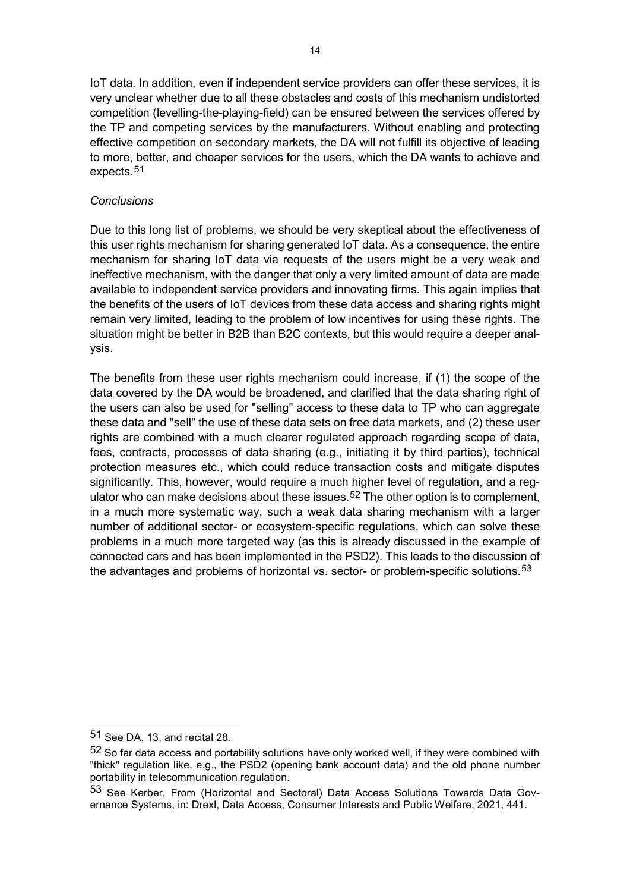IoT data. In addition, even if independent service providers can offer these services, it is very unclear whether due to all these obstacles and costs of this mechanism undistorted competition (levelling-the-playing-field) can be ensured between the services offered by the TP and competing services by the manufacturers. Without enabling and protecting effective competition on secondary markets, the DA will not fulfill its objective of leading to more, better, and cheaper services for the users, which the DA wants to achieve and expects.[51]

*Conclusions*

Due to this long list of problems, we should be very skeptical about the effectiveness of this user rights mechanism for sharing generated IoT data. As a consequence, the entire mechanism for sharing IoT data via requests of the users might be a very weak and ineffective mechanism, with the danger that only a very limited amount of data are made available to independent service providers and innovating firms. This again implies that the benefits of the users of IoT devices from these data access and sharing rights might remain very limited, leading to the problem of low incentives for using these rights. The situation might be better in B2B than B2C contexts, but this would require a deeper analysis.

The benefits from these user rights mechanism could increase, if (1) the scope of the data covered by the DA would be broadened, and clarified that the data sharing right of the users can also be used for "selling" access to these data to TP who can aggregate these data and "sell" the use of these data sets on free data markets, and (2) these user rights are combined with a much clearer regulated approach regarding scope of data, fees, contracts, processes of data sharing (e.g., initiating it by third parties), technical protection measures etc., which could reduce transaction costs and mitigate disputes significantly. This, however, would require a much higher level of regulation, and a regulator who can make decisions about these issues.[52] The other option is to complement, in a much more systematic way, such a weak data sharing mechanism with a larger number of additional sector- or ecosystem-specific regulations, which can solve these problems in a much more targeted way (as this is already discussed in the example of connected cars and has been implemented in the PSD2). This leads to the discussion of the advantages and problems of horizontal vs. sector- or problem-specific solutions.[53]

---

[51] See DA, 13, and recital 28.

[52] So far data access and portability solutions have only worked well, if they were combined with "thick" regulation like, e.g., the PSD2 (opening bank account data) and the old phone number portability in telecommunication regulation.

[53] See Kerber, From (Horizontal and Sectoral) Data Access Solutions Towards Data Governance Systems, in: Drexl, Data Access, Consumer Interests and Public Welfare, 2021, 441.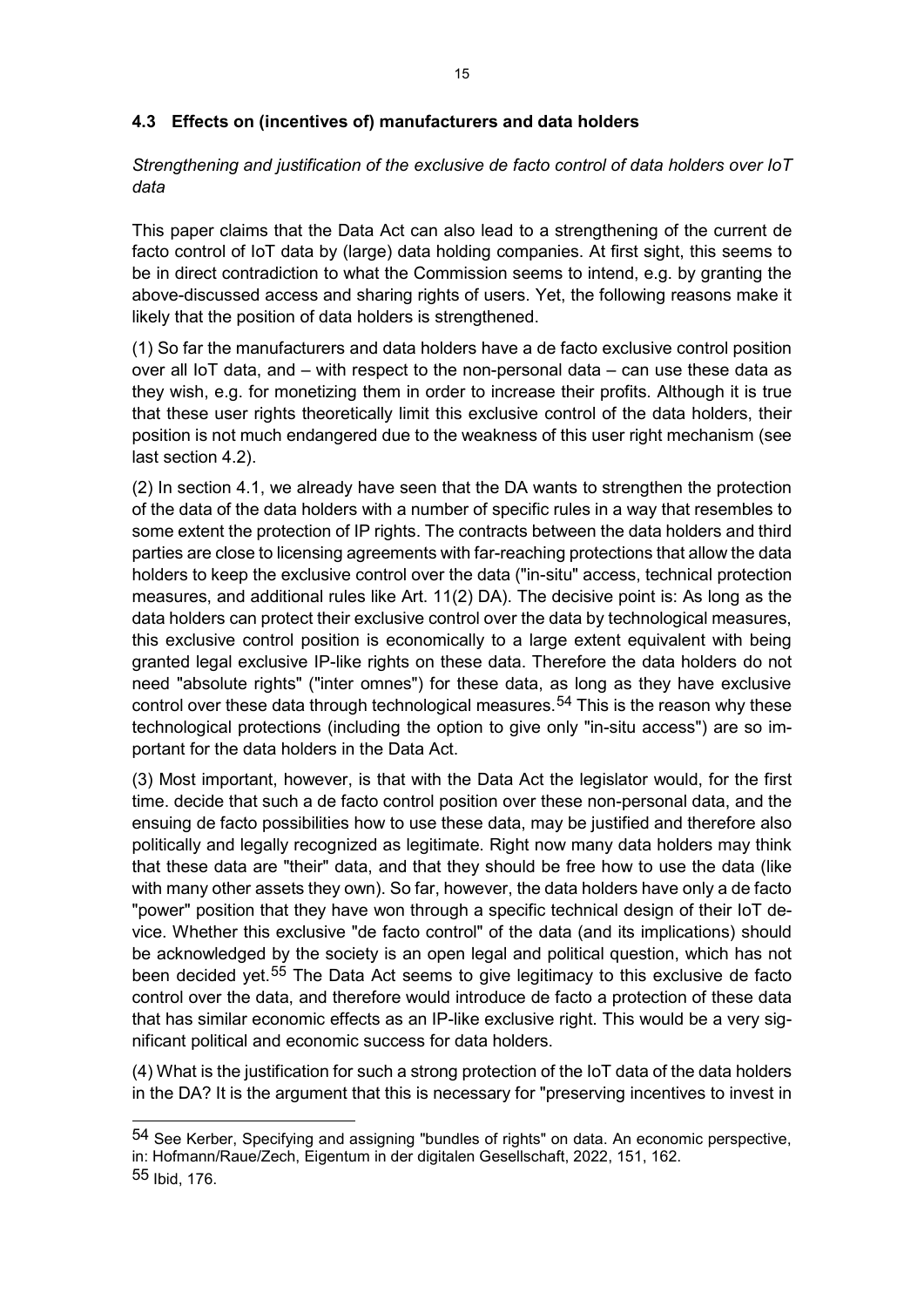### 4.3 Effects on (incentives of) manufacturers and data holders

*Strengthening and justification of the exclusive de facto control of data holders over IoT data*

This paper claims that the Data Act can also lead to a strengthening of the current de facto control of IoT data by (large) data holding companies. At first sight, this seems to be in direct contradiction to what the Commission seems to intend, e.g. by granting the above-discussed access and sharing rights of users. Yet, the following reasons make it likely that the position of data holders is strengthened.

(1) So far the manufacturers and data holders have a de facto exclusive control position over all IoT data, and – with respect to the non-personal data – can use these data as they wish, e.g. for monetizing them in order to increase their profits. Although it is true that these user rights theoretically limit this exclusive control of the data holders, their position is not much endangered due to the weakness of this user right mechanism (see last section 4.2).

(2) In section 4.1, we already have seen that the DA wants to strengthen the protection of the data of the data holders with a number of specific rules in a way that resembles to some extent the protection of IP rights. The contracts between the data holders and third parties are close to licensing agreements with far-reaching protections that allow the data holders to keep the exclusive control over the data ("in-situ" access, technical protection measures, and additional rules like Art. 11(2) DA). The decisive point is: As long as the data holders can protect their exclusive control over the data by technological measures, this exclusive control position is economically to a large extent equivalent with being granted legal exclusive IP-like rights on these data. Therefore the data holders do not need "absolute rights" ("inter omnes") for these data, as long as they have exclusive control over these data through technological measures.[54] This is the reason why these technological protections (including the option to give only "in-situ access") are so important for the data holders in the Data Act.

(3) Most important, however, is that with the Data Act the legislator would, for the first time. decide that such a de facto control position over these non-personal data, and the ensuing de facto possibilities how to use these data, may be justified and therefore also politically and legally recognized as legitimate. Right now many data holders may think that these data are "their" data, and that they should be free how to use the data (like with many other assets they own). So far, however, the data holders have only a de facto "power" position that they have won through a specific technical design of their IoT device. Whether this exclusive "de facto control" of the data (and its implications) should be acknowledged by the society is an open legal and political question, which has not been decided yet.[55] The Data Act seems to give legitimacy to this exclusive de facto control over the data, and therefore would introduce de facto a protection of these data that has similar economic effects as an IP-like exclusive right. This would be a very significant political and economic success for data holders.

(4) What is the justification for such a strong protection of the IoT data of the data holders in the DA? It is the argument that this is necessary for "preserving incentives to invest in

---

[54] See Kerber, Specifying and assigning "bundles of rights" on data. An economic perspective, in: Hofmann/Raue/Zech, Eigentum in der digitalen Gesellschaft, 2022, 151, 162.

[55] Ibid, 176.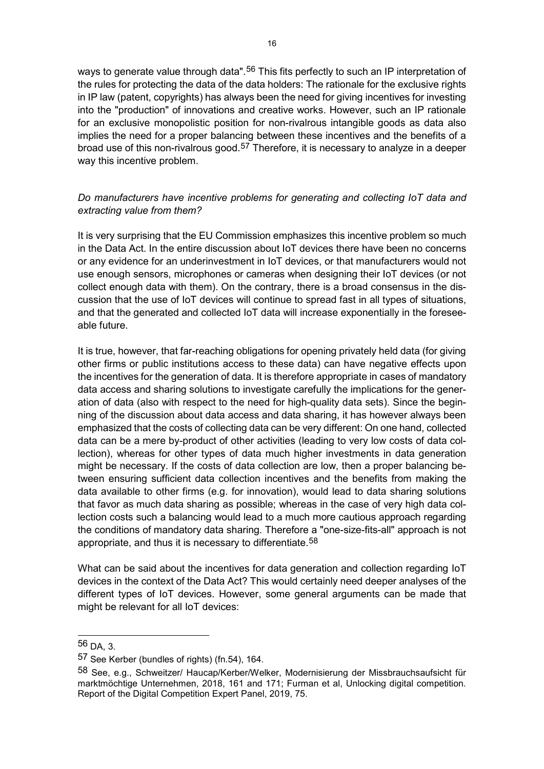ways to generate value through data".[56] This fits perfectly to such an IP interpretation of the rules for protecting the data of the data holders: The rationale for the exclusive rights in IP law (patent, copyrights) has always been the need for giving incentives for investing into the "production" of innovations and creative works. However, such an IP rationale for an exclusive monopolistic position for non-rivalrous intangible goods as data also implies the need for a proper balancing between these incentives and the benefits of a broad use of this non-rivalrous good.[57] Therefore, it is necessary to analyze in a deeper way this incentive problem.

*Do manufacturers have incentive problems for generating and collecting IoT data and extracting value from them?*

It is very surprising that the EU Commission emphasizes this incentive problem so much in the Data Act. In the entire discussion about IoT devices there have been no concerns or any evidence for an underinvestment in IoT devices, or that manufacturers would not use enough sensors, microphones or cameras when designing their IoT devices (or not collect enough data with them). On the contrary, there is a broad consensus in the discussion that the use of IoT devices will continue to spread fast in all types of situations, and that the generated and collected IoT data will increase exponentially in the foreseeable future.

It is true, however, that far-reaching obligations for opening privately held data (for giving other firms or public institutions access to these data) can have negative effects upon the incentives for the generation of data. It is therefore appropriate in cases of mandatory data access and sharing solutions to investigate carefully the implications for the generation of data (also with respect to the need for high-quality data sets). Since the beginning of the discussion about data access and data sharing, it has however always been emphasized that the costs of collecting data can be very different: On one hand, collected data can be a mere by-product of other activities (leading to very low costs of data collection), whereas for other types of data much higher investments in data generation might be necessary. If the costs of data collection are low, then a proper balancing between ensuring sufficient data collection incentives and the benefits from making the data available to other firms (e.g. for innovation), would lead to data sharing solutions that favor as much data sharing as possible; whereas in the case of very high data collection costs such a balancing would lead to a much more cautious approach regarding the conditions of mandatory data sharing. Therefore a "one-size-fits-all" approach is not appropriate, and thus it is necessary to differentiate.[58]

What can be said about the incentives for data generation and collection regarding IoT devices in the context of the Data Act? This would certainly need deeper analyses of the different types of IoT devices. However, some general arguments can be made that might be relevant for all IoT devices:

---

[56] DA, 3.

[57] See Kerber (bundles of rights) (fn.54), 164.

[58] See, e.g., Schweitzer/ Haucap/Kerber/Welker, Modernisierung der Missbrauchsaufsicht für marktmöchtige Unternehmen, 2018, 161 and 171; Furman et al, Unlocking digital competition. Report of the Digital Competition Expert Panel, 2019, 75.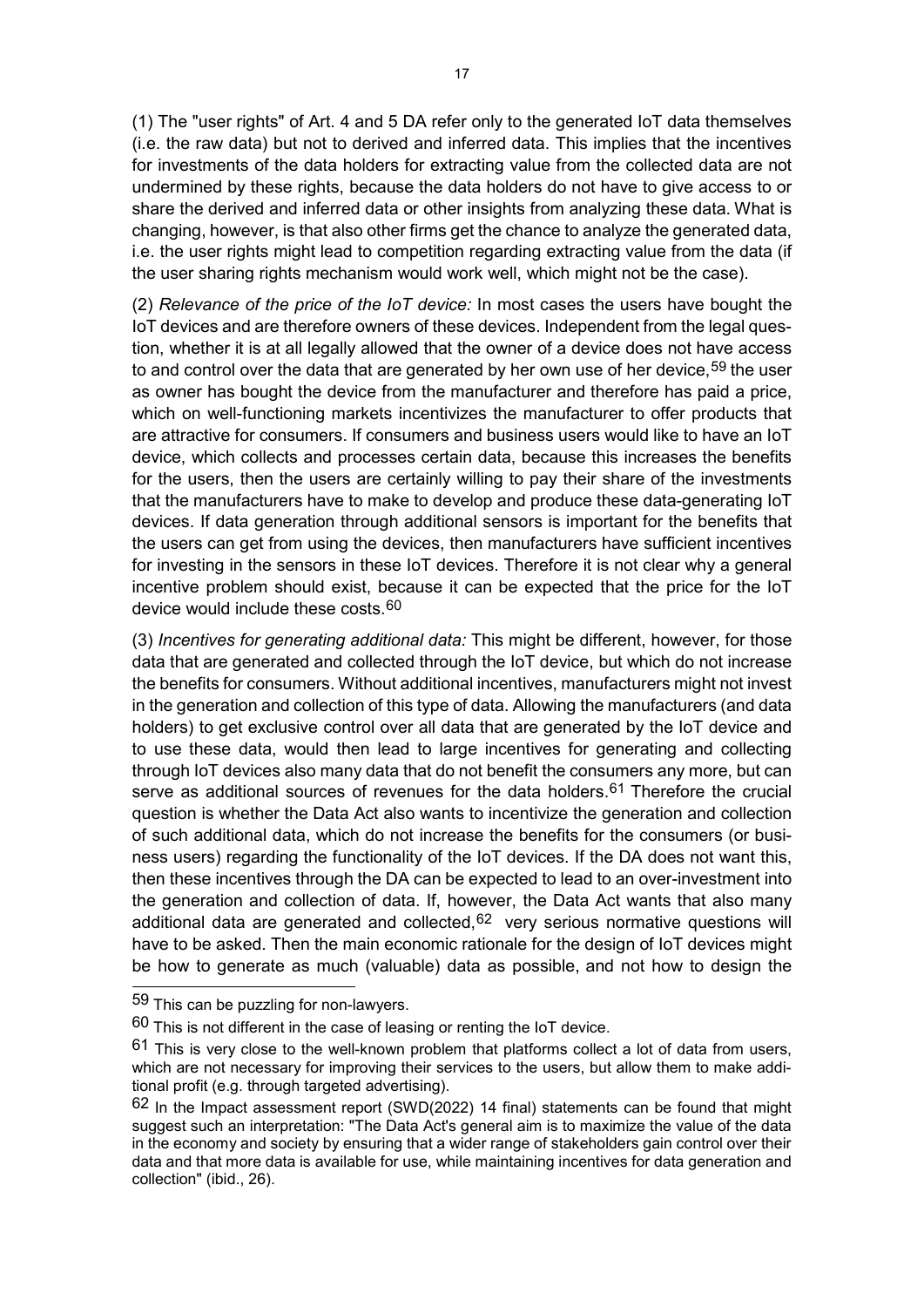(1) The "user rights" of Art. 4 and 5 DA refer only to the generated IoT data themselves (i.e. the raw data) but not to derived and inferred data. This implies that the incentives for investments of the data holders for extracting value from the collected data are not undermined by these rights, because the data holders do not have to give access to or share the derived and inferred data or other insights from analyzing these data. What is changing, however, is that also other firms get the chance to analyze the generated data, i.e. the user rights might lead to competition regarding extracting value from the data (if the user sharing rights mechanism would work well, which might not be the case).

(2) *Relevance of the price of the IoT device:* In most cases the users have bought the IoT devices and are therefore owners of these devices. Independent from the legal question, whether it is at all legally allowed that the owner of a device does not have access to and control over the data that are generated by her own use of her device,[59] the user as owner has bought the device from the manufacturer and therefore has paid a price, which on well-functioning markets incentivizes the manufacturer to offer products that are attractive for consumers. If consumers and business users would like to have an IoT device, which collects and processes certain data, because this increases the benefits for the users, then the users are certainly willing to pay their share of the investments that the manufacturers have to make to develop and produce these data-generating IoT devices. If data generation through additional sensors is important for the benefits that the users can get from using the devices, then manufacturers have sufficient incentives for investing in the sensors in these IoT devices. Therefore it is not clear why a general incentive problem should exist, because it can be expected that the price for the IoT device would include these costs.[60]

(3) *Incentives for generating additional data:* This might be different, however, for those data that are generated and collected through the IoT device, but which do not increase the benefits for consumers. Without additional incentives, manufacturers might not invest in the generation and collection of this type of data. Allowing the manufacturers (and data holders) to get exclusive control over all data that are generated by the IoT device and to use these data, would then lead to large incentives for generating and collecting through IoT devices also many data that do not benefit the consumers any more, but can serve as additional sources of revenues for the data holders.[61] Therefore the crucial question is whether the Data Act also wants to incentivize the generation and collection of such additional data, which do not increase the benefits for the consumers (or business users) regarding the functionality of the IoT devices. If the DA does not want this, then these incentives through the DA can be expected to lead to an over-investment into the generation and collection of data. If, however, the Data Act wants that also many additional data are generated and collected,[62] very serious normative questions will have to be asked. Then the main economic rationale for the design of IoT devices might be how to generate as much (valuable) data as possible, and not how to design the

---

[59] This can be puzzling for non-lawyers.

[60] This is not different in the case of leasing or renting the IoT device.

[61] This is very close to the well-known problem that platforms collect a lot of data from users, which are not necessary for improving their services to the users, but allow them to make additional profit (e.g. through targeted advertising).

[62] In the Impact assessment report (SWD(2022) 14 final) statements can be found that might suggest such an interpretation: "The Data Act's general aim is to maximize the value of the data in the economy and society by ensuring that a wider range of stakeholders gain control over their data and that more data is available for use, while maintaining incentives for data generation and collection" (ibid., 26).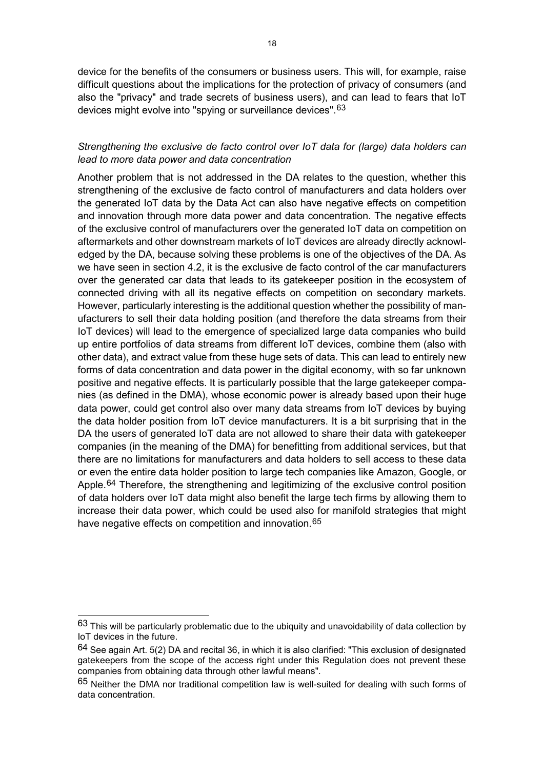device for the benefits of the consumers or business users. This will, for example, raise difficult questions about the implications for the protection of privacy of consumers (and also the "privacy" and trade secrets of business users), and can lead to fears that IoT devices might evolve into "spying or surveillance devices".[63]

*Strengthening the exclusive de facto control over IoT data for (large) data holders can lead to more data power and data concentration*

Another problem that is not addressed in the DA relates to the question, whether this strengthening of the exclusive de facto control of manufacturers and data holders over the generated IoT data by the Data Act can also have negative effects on competition and innovation through more data power and data concentration. The negative effects of the exclusive control of manufacturers over the generated IoT data on competition on aftermarkets and other downstream markets of IoT devices are already directly acknowledged by the DA, because solving these problems is one of the objectives of the DA. As we have seen in section 4.2, it is the exclusive de facto control of the car manufacturers over the generated car data that leads to its gatekeeper position in the ecosystem of connected driving with all its negative effects on competition on secondary markets. However, particularly interesting is the additional question whether the possibility of manufacturers to sell their data holding position (and therefore the data streams from their IoT devices) will lead to the emergence of specialized large data companies who build up entire portfolios of data streams from different IoT devices, combine them (also with other data), and extract value from these huge sets of data. This can lead to entirely new forms of data concentration and data power in the digital economy, with so far unknown positive and negative effects. It is particularly possible that the large gatekeeper companies (as defined in the DMA), whose economic power is already based upon their huge data power, could get control also over many data streams from IoT devices by buying the data holder position from IoT device manufacturers. It is a bit surprising that in the DA the users of generated IoT data are not allowed to share their data with gatekeeper companies (in the meaning of the DMA) for benefitting from additional services, but that there are no limitations for manufacturers and data holders to sell access to these data or even the entire data holder position to large tech companies like Amazon, Google, or Apple.[64] Therefore, the strengthening and legitimizing of the exclusive control position of data holders over IoT data might also benefit the large tech firms by allowing them to increase their data power, which could be used also for manifold strategies that might have negative effects on competition and innovation.[65]

---

[63] This will be particularly problematic due to the ubiquity and unavoidability of data collection by IoT devices in the future.

[64] See again Art. 5(2) DA and recital 36, in which it is also clarified: "This exclusion of designated gatekeepers from the scope of the access right under this Regulation does not prevent these companies from obtaining data through other lawful means".

[65] Neither the DMA nor traditional competition law is well-suited for dealing with such forms of data concentration.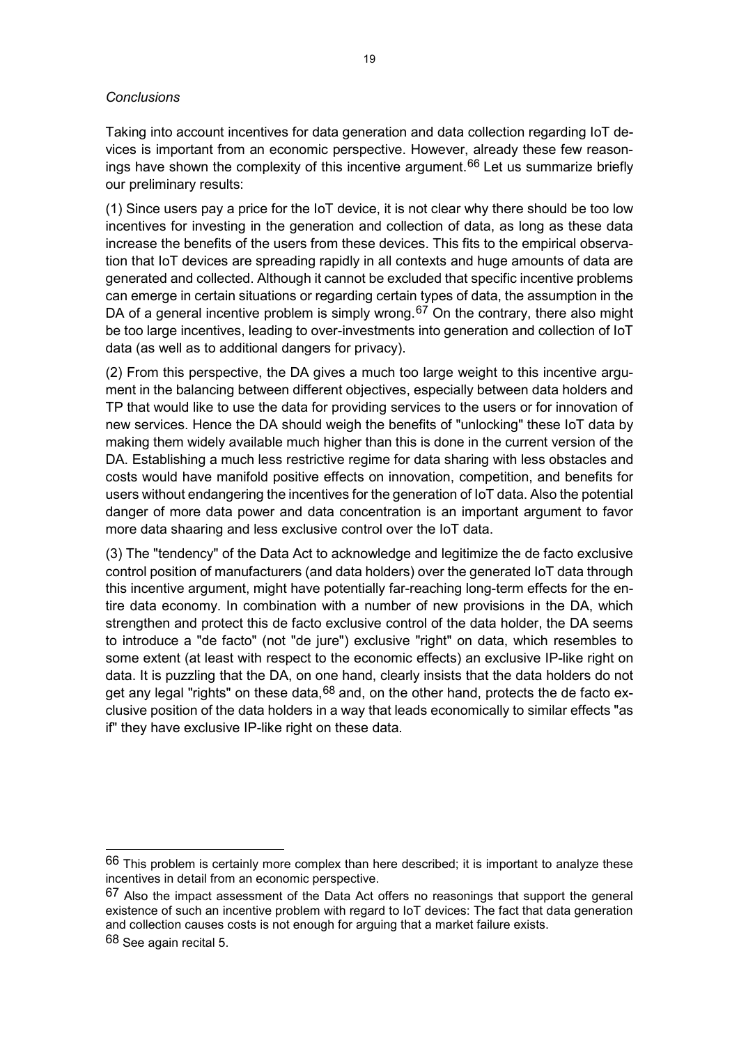*Conclusions*

Taking into account incentives for data generation and data collection regarding IoT devices is important from an economic perspective. However, already these few reasonings have shown the complexity of this incentive argument.[66] Let us summarize briefly our preliminary results:

(1) Since users pay a price for the IoT device, it is not clear why there should be too low incentives for investing in the generation and collection of data, as long as these data increase the benefits of the users from these devices. This fits to the empirical observation that IoT devices are spreading rapidly in all contexts and huge amounts of data are generated and collected. Although it cannot be excluded that specific incentive problems can emerge in certain situations or regarding certain types of data, the assumption in the DA of a general incentive problem is simply wrong.[67] On the contrary, there also might be too large incentives, leading to over-investments into generation and collection of IoT data (as well as to additional dangers for privacy).

(2) From this perspective, the DA gives a much too large weight to this incentive argument in the balancing between different objectives, especially between data holders and TP that would like to use the data for providing services to the users or for innovation of new services. Hence the DA should weigh the benefits of "unlocking" these IoT data by making them widely available much higher than this is done in the current version of the DA. Establishing a much less restrictive regime for data sharing with less obstacles and costs would have manifold positive effects on innovation, competition, and benefits for users without endangering the incentives for the generation of IoT data. Also the potential danger of more data power and data concentration is an important argument to favor more data shaaring and less exclusive control over the IoT data.

(3) The "tendency" of the Data Act to acknowledge and legitimize the de facto exclusive control position of manufacturers (and data holders) over the generated IoT data through this incentive argument, might have potentially far-reaching long-term effects for the entire data economy. In combination with a number of new provisions in the DA, which strengthen and protect this de facto exclusive control of the data holder, the DA seems to introduce a "de facto" (not "de jure") exclusive "right" on data, which resembles to some extent (at least with respect to the economic effects) an exclusive IP-like right on data. It is puzzling that the DA, on one hand, clearly insists that the data holders do not get any legal "rights" on these data,[68] and, on the other hand, protects the de facto exclusive position of the data holders in a way that leads economically to similar effects "as if" they have exclusive IP-like right on these data.

---

[66] This problem is certainly more complex than here described; it is important to analyze these incentives in detail from an economic perspective.

[67] Also the impact assessment of the Data Act offers no reasonings that support the general existence of such an incentive problem with regard to IoT devices: The fact that data generation and collection causes costs is not enough for arguing that a market failure exists.

[68] See again recital 5.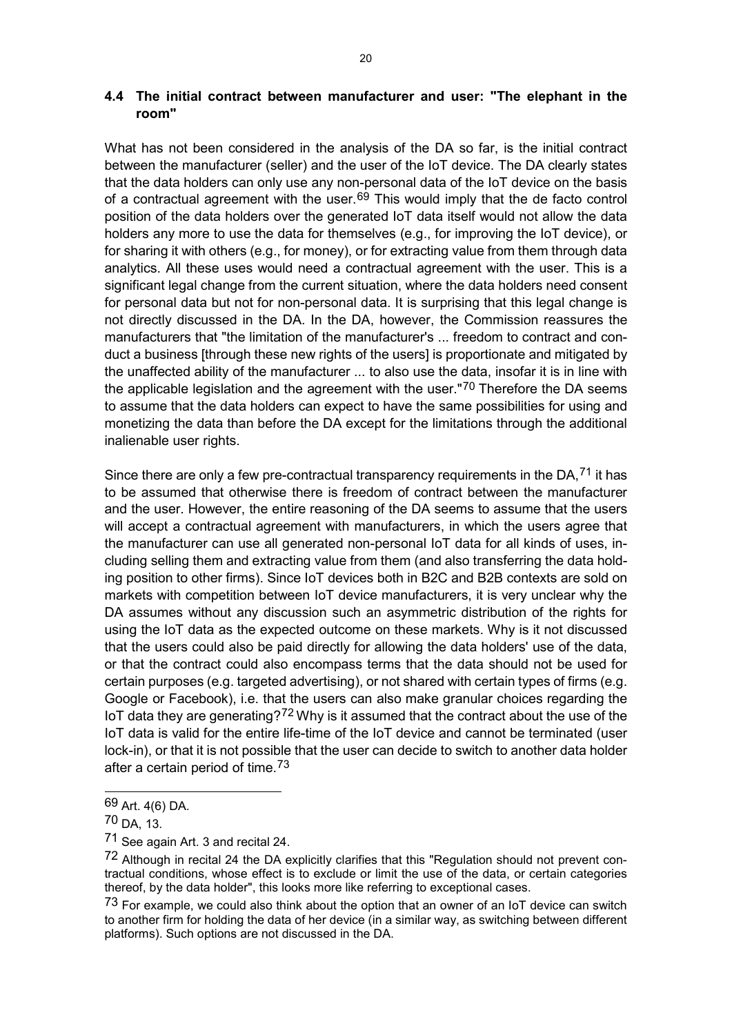### 4.4 The initial contract between manufacturer and user: "The elephant in the room"

What has not been considered in the analysis of the DA so far, is the initial contract between the manufacturer (seller) and the user of the IoT device. The DA clearly states that the data holders can only use any non-personal data of the IoT device on the basis of a contractual agreement with the user.[69] This would imply that the de facto control position of the data holders over the generated IoT data itself would not allow the data holders any more to use the data for themselves (e.g., for improving the IoT device), or for sharing it with others (e.g., for money), or for extracting value from them through data analytics. All these uses would need a contractual agreement with the user. This is a significant legal change from the current situation, where the data holders need consent for personal data but not for non-personal data. It is surprising that this legal change is not directly discussed in the DA. In the DA, however, the Commission reassures the manufacturers that "the limitation of the manufacturer's ... freedom to contract and conduct a business [through these new rights of the users] is proportionate and mitigated by the unaffected ability of the manufacturer ... to also use the data, insofar it is in line with the applicable legislation and the agreement with the user."[70] Therefore the DA seems to assume that the data holders can expect to have the same possibilities for using and monetizing the data than before the DA except for the limitations through the additional inalienable user rights.

Since there are only a few pre-contractual transparency requirements in the DA,[71] it has to be assumed that otherwise there is freedom of contract between the manufacturer and the user. However, the entire reasoning of the DA seems to assume that the users will accept a contractual agreement with manufacturers, in which the users agree that the manufacturer can use all generated non-personal IoT data for all kinds of uses, including selling them and extracting value from them (and also transferring the data holding position to other firms). Since IoT devices both in B2C and B2B contexts are sold on markets with competition between IoT device manufacturers, it is very unclear why the DA assumes without any discussion such an asymmetric distribution of the rights for using the IoT data as the expected outcome on these markets. Why is it not discussed that the users could also be paid directly for allowing the data holders' use of the data, or that the contract could also encompass terms that the data should not be used for certain purposes (e.g. targeted advertising), or not shared with certain types of firms (e.g. Google or Facebook), i.e. that the users can also make granular choices regarding the IoT data they are generating?[72] Why is it assumed that the contract about the use of the IoT data is valid for the entire life-time of the IoT device and cannot be terminated (user lock-in), or that it is not possible that the user can decide to switch to another data holder after a certain period of time.[73]

---

[69] Art. 4(6) DA.

[70] DA, 13.

[71] See again Art. 3 and recital 24.

[72] Although in recital 24 the DA explicitly clarifies that this "Regulation should not prevent contractual conditions, whose effect is to exclude or limit the use of the data, or certain categories thereof, by the data holder", this looks more like referring to exceptional cases.

[73] For example, we could also think about the option that an owner of an IoT device can switch to another firm for holding the data of her device (in a similar way, as switching between different platforms). Such options are not discussed in the DA.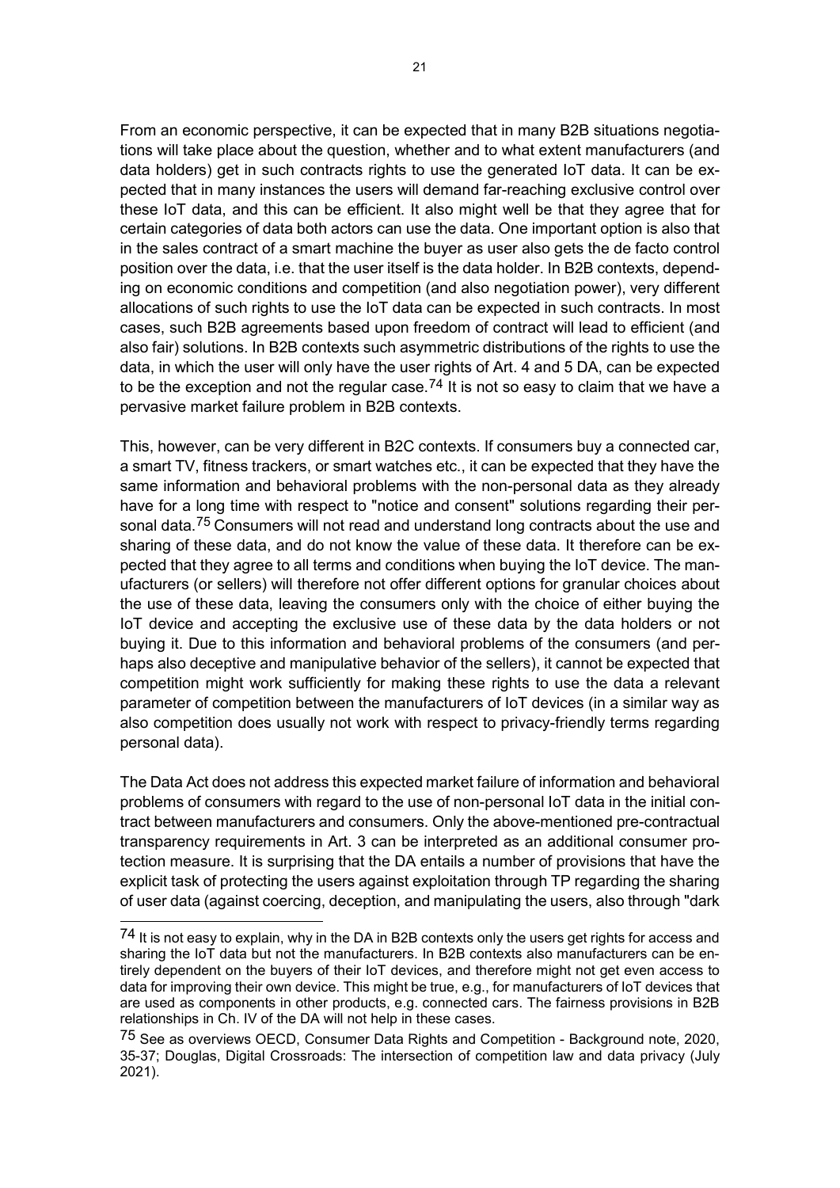From an economic perspective, it can be expected that in many B2B situations negotiations will take place about the question, whether and to what extent manufacturers (and data holders) get in such contracts rights to use the generated IoT data. It can be expected that in many instances the users will demand far-reaching exclusive control over these IoT data, and this can be efficient. It also might well be that they agree that for certain categories of data both actors can use the data. One important option is also that in the sales contract of a smart machine the buyer as user also gets the de facto control position over the data, i.e. that the user itself is the data holder. In B2B contexts, depending on economic conditions and competition (and also negotiation power), very different allocations of such rights to use the IoT data can be expected in such contracts. In most cases, such B2B agreements based upon freedom of contract will lead to efficient (and also fair) solutions. In B2B contexts such asymmetric distributions of the rights to use the data, in which the user will only have the user rights of Art. 4 and 5 DA, can be expected to be the exception and not the regular case.[74] It is not so easy to claim that we have a pervasive market failure problem in B2B contexts.

This, however, can be very different in B2C contexts. If consumers buy a connected car, a smart TV, fitness trackers, or smart watches etc., it can be expected that they have the same information and behavioral problems with the non-personal data as they already have for a long time with respect to "notice and consent" solutions regarding their personal data.[75] Consumers will not read and understand long contracts about the use and sharing of these data, and do not know the value of these data. It therefore can be expected that they agree to all terms and conditions when buying the IoT device. The manufacturers (or sellers) will therefore not offer different options for granular choices about the use of these data, leaving the consumers only with the choice of either buying the IoT device and accepting the exclusive use of these data by the data holders or not buying it. Due to this information and behavioral problems of the consumers (and perhaps also deceptive and manipulative behavior of the sellers), it cannot be expected that competition might work sufficiently for making these rights to use the data a relevant parameter of competition between the manufacturers of IoT devices (in a similar way as also competition does usually not work with respect to privacy-friendly terms regarding personal data).

The Data Act does not address this expected market failure of information and behavioral problems of consumers with regard to the use of non-personal IoT data in the initial contract between manufacturers and consumers. Only the above-mentioned pre-contractual transparency requirements in Art. 3 can be interpreted as an additional consumer protection measure. It is surprising that the DA entails a number of provisions that have the explicit task of protecting the users against exploitation through TP regarding the sharing of user data (against coercing, deception, and manipulating the users, also through "dark

---

[74] It is not easy to explain, why in the DA in B2B contexts only the users get rights for access and sharing the IoT data but not the manufacturers. In B2B contexts also manufacturers can be entirely dependent on the buyers of their IoT devices, and therefore might not get even access to data for improving their own device. This might be true, e.g., for manufacturers of IoT devices that are used as components in other products, e.g. connected cars. The fairness provisions in B2B relationships in Ch. IV of the DA will not help in these cases.

[75] See as overviews OECD, Consumer Data Rights and Competition - Background note, 2020, 35-37; Douglas, Digital Crossroads: The intersection of competition law and data privacy (July 2021).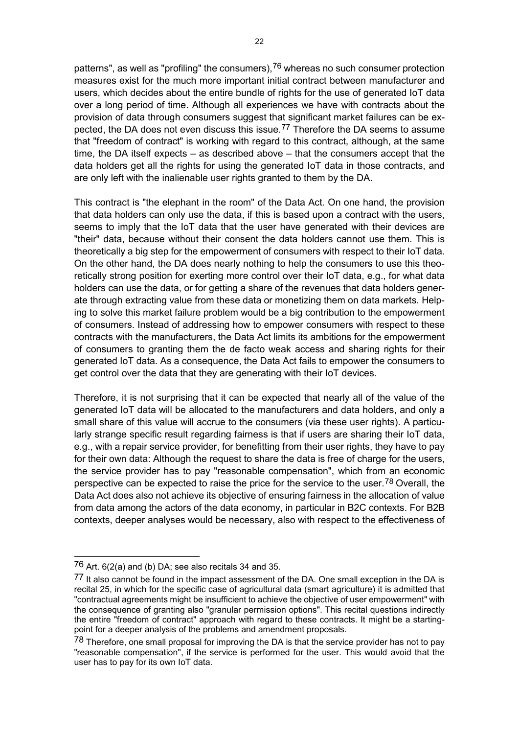patterns", as well as "profiling" the consumers),[76] whereas no such consumer protection measures exist for the much more important initial contract between manufacturer and users, which decides about the entire bundle of rights for the use of generated IoT data over a long period of time. Although all experiences we have with contracts about the provision of data through consumers suggest that significant market failures can be expected, the DA does not even discuss this issue.[77] Therefore the DA seems to assume that "freedom of contract" is working with regard to this contract, although, at the same time, the DA itself expects – as described above – that the consumers accept that the data holders get all the rights for using the generated IoT data in those contracts, and are only left with the inalienable user rights granted to them by the DA.

This contract is "the elephant in the room" of the Data Act. On one hand, the provision that data holders can only use the data, if this is based upon a contract with the users, seems to imply that the IoT data that the user have generated with their devices are "their" data, because without their consent the data holders cannot use them. This is theoretically a big step for the empowerment of consumers with respect to their IoT data. On the other hand, the DA does nearly nothing to help the consumers to use this theoretically strong position for exerting more control over their IoT data, e.g., for what data holders can use the data, or for getting a share of the revenues that data holders generate through extracting value from these data or monetizing them on data markets. Helping to solve this market failure problem would be a big contribution to the empowerment of consumers. Instead of addressing how to empower consumers with respect to these contracts with the manufacturers, the Data Act limits its ambitions for the empowerment of consumers to granting them the de facto weak access and sharing rights for their generated IoT data. As a consequence, the Data Act fails to empower the consumers to get control over the data that they are generating with their IoT devices.

Therefore, it is not surprising that it can be expected that nearly all of the value of the generated IoT data will be allocated to the manufacturers and data holders, and only a small share of this value will accrue to the consumers (via these user rights). A particularly strange specific result regarding fairness is that if users are sharing their IoT data, e.g., with a repair service provider, for benefitting from their user rights, they have to pay for their own data: Although the request to share the data is free of charge for the users, the service provider has to pay "reasonable compensation", which from an economic perspective can be expected to raise the price for the service to the user.[78] Overall, the Data Act does also not achieve its objective of ensuring fairness in the allocation of value from data among the actors of the data economy, in particular in B2C contexts. For B2B contexts, deeper analyses would be necessary, also with respect to the effectiveness of

---

[76] Art. 6(2(a) and (b) DA; see also recitals 34 and 35.

[77] It also cannot be found in the impact assessment of the DA. One small exception in the DA is recital 25, in which for the specific case of agricultural data (smart agriculture) it is admitted that "contractual agreements might be insufficient to achieve the objective of user empowerment" with the consequence of granting also "granular permission options". This recital questions indirectly the entire "freedom of contract" approach with regard to these contracts. It might be a starting-point for a deeper analysis of the problems and amendment proposals.

[78] Therefore, one small proposal for improving the DA is that the service provider has not to pay "reasonable compensation", if the service is performed for the user. This would avoid that the user has to pay for its own IoT data.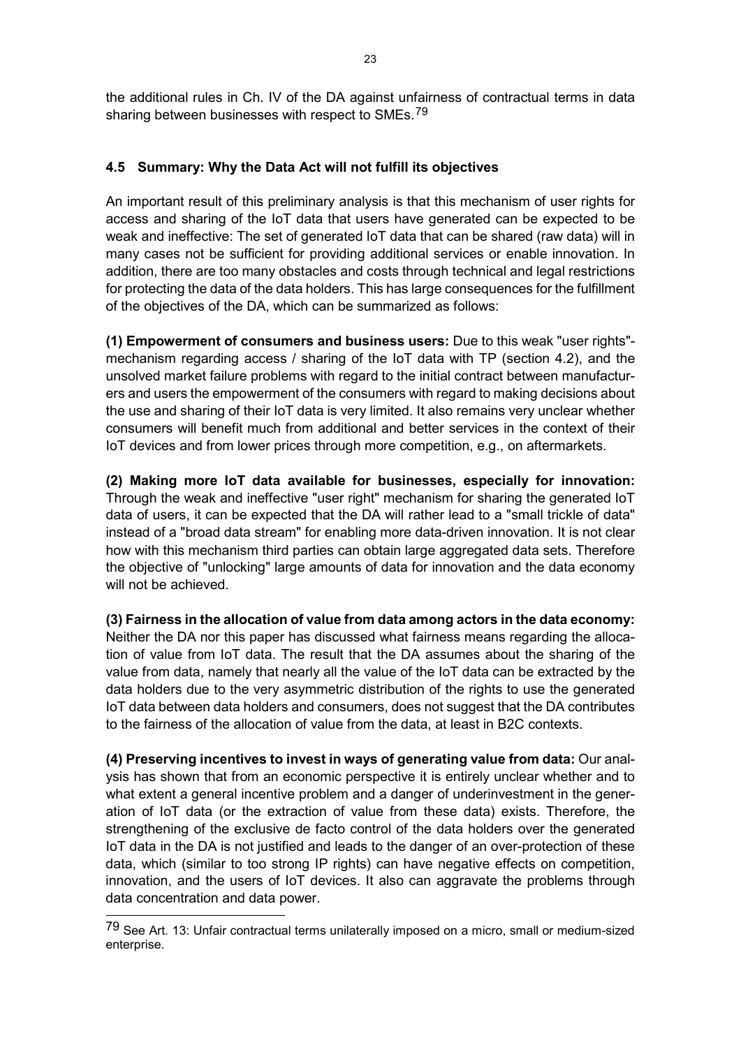the additional rules in Ch. IV of the DA against unfairness of contractual terms in data sharing between businesses with respect to SMEs.[79]

### 4.5 Summary: Why the Data Act will not fulfill its objectives

An important result of this preliminary analysis is that this mechanism of user rights for access and sharing of the IoT data that users have generated can be expected to be weak and ineffective: The set of generated IoT data that can be shared (raw data) will in many cases not be sufficient for providing additional services or enable innovation. In addition, there are too many obstacles and costs through technical and legal restrictions for protecting the data of the data holders. This has large consequences for the fulfillment of the objectives of the DA, which can be summarized as follows:

**(1) Empowerment of consumers and business users:** Due to this weak "user rights"-mechanism regarding access / sharing of the IoT data with TP (section 4.2), and the unsolved market failure problems with regard to the initial contract between manufacturers and users the empowerment of the consumers with regard to making decisions about the use and sharing of their IoT data is very limited. It also remains very unclear whether consumers will benefit much from additional and better services in the context of their IoT devices and from lower prices through more competition, e.g., on aftermarkets.

**(2) Making more IoT data available for businesses, especially for innovation:** Through the weak and ineffective "user right" mechanism for sharing the generated IoT data of users, it can be expected that the DA will rather lead to a "small trickle of data" instead of a "broad data stream" for enabling more data-driven innovation. It is not clear how with this mechanism third parties can obtain large aggregated data sets. Therefore the objective of "unlocking" large amounts of data for innovation and the data economy will not be achieved.

**(3) Fairness in the allocation of value from data among actors in the data economy:** Neither the DA nor this paper has discussed what fairness means regarding the allocation of value from IoT data. The result that the DA assumes about the sharing of the value from data, namely that nearly all the value of the IoT data can be extracted by the data holders due to the very asymmetric distribution of the rights to use the generated IoT data between data holders and consumers, does not suggest that the DA contributes to the fairness of the allocation of value from the data, at least in B2C contexts.

**(4) Preserving incentives to invest in ways of generating value from data:** Our analysis has shown that from an economic perspective it is entirely unclear whether and to what extent a general incentive problem and a danger of underinvestment in the generation of IoT data (or the extraction of value from these data) exists. Therefore, the strengthening of the exclusive de facto control of the data holders over the generated IoT data in the DA is not justified and leads to the danger of an over-protection of these data, which (similar to too strong IP rights) can have negative effects on competition, innovation, and the users of IoT devices. It also can aggravate the problems through data concentration and data power.

[79] See Art. 13: Unfair contractual terms unilaterally imposed on a micro, small or medium-sized enterprise.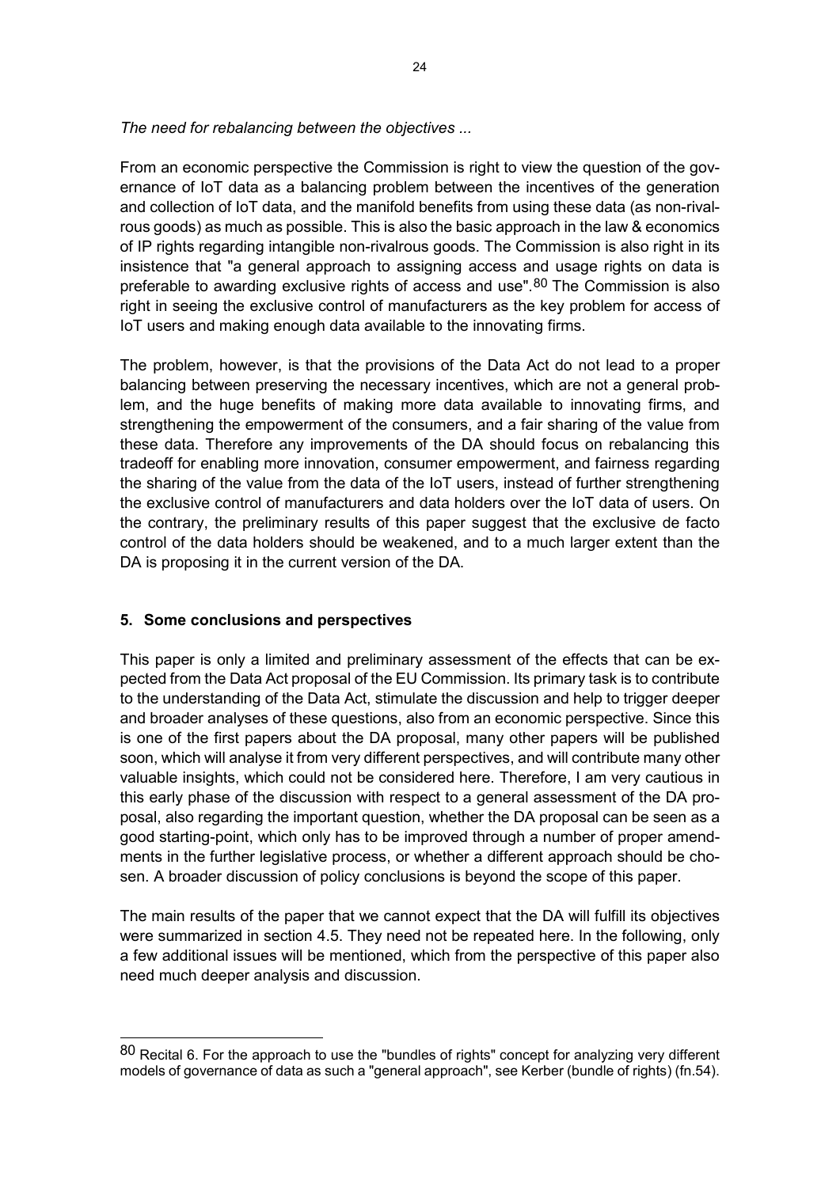*The need for rebalancing between the objectives ...*

From an economic perspective the Commission is right to view the question of the governance of IoT data as a balancing problem between the incentives of the generation and collection of IoT data, and the manifold benefits from using these data (as non-rivalrous goods) as much as possible. This is also the basic approach in the law & economics of IP rights regarding intangible non-rivalrous goods. The Commission is also right in its insistence that "a general approach to assigning access and usage rights on data is preferable to awarding exclusive rights of access and use".[80] The Commission is also right in seeing the exclusive control of manufacturers as the key problem for access of IoT users and making enough data available to the innovating firms.

The problem, however, is that the provisions of the Data Act do not lead to a proper balancing between preserving the necessary incentives, which are not a general problem, and the huge benefits of making more data available to innovating firms, and strengthening the empowerment of the consumers, and a fair sharing of the value from these data. Therefore any improvements of the DA should focus on rebalancing this tradeoff for enabling more innovation, consumer empowerment, and fairness regarding the sharing of the value from the data of the IoT users, instead of further strengthening the exclusive control of manufacturers and data holders over the IoT data of users. On the contrary, the preliminary results of this paper suggest that the exclusive de facto control of the data holders should be weakened, and to a much larger extent than the DA is proposing it in the current version of the DA.

## 5. Some conclusions and perspectives

This paper is only a limited and preliminary assessment of the effects that can be expected from the Data Act proposal of the EU Commission. Its primary task is to contribute to the understanding of the Data Act, stimulate the discussion and help to trigger deeper and broader analyses of these questions, also from an economic perspective. Since this is one of the first papers about the DA proposal, many other papers will be published soon, which will analyse it from very different perspectives, and will contribute many other valuable insights, which could not be considered here. Therefore, I am very cautious in this early phase of the discussion with respect to a general assessment of the DA proposal, also regarding the important question, whether the DA proposal can be seen as a good starting-point, which only has to be improved through a number of proper amendments in the further legislative process, or whether a different approach should be chosen. A broader discussion of policy conclusions is beyond the scope of this paper.

The main results of the paper that we cannot expect that the DA will fulfill its objectives were summarized in section 4.5. They need not be repeated here. In the following, only a few additional issues will be mentioned, which from the perspective of this paper also need much deeper analysis and discussion.

---

[80] Recital 6. For the approach to use the "bundles of rights" concept for analyzing very different models of governance of data as such a "general approach", see Kerber (bundle of rights) (fn.54).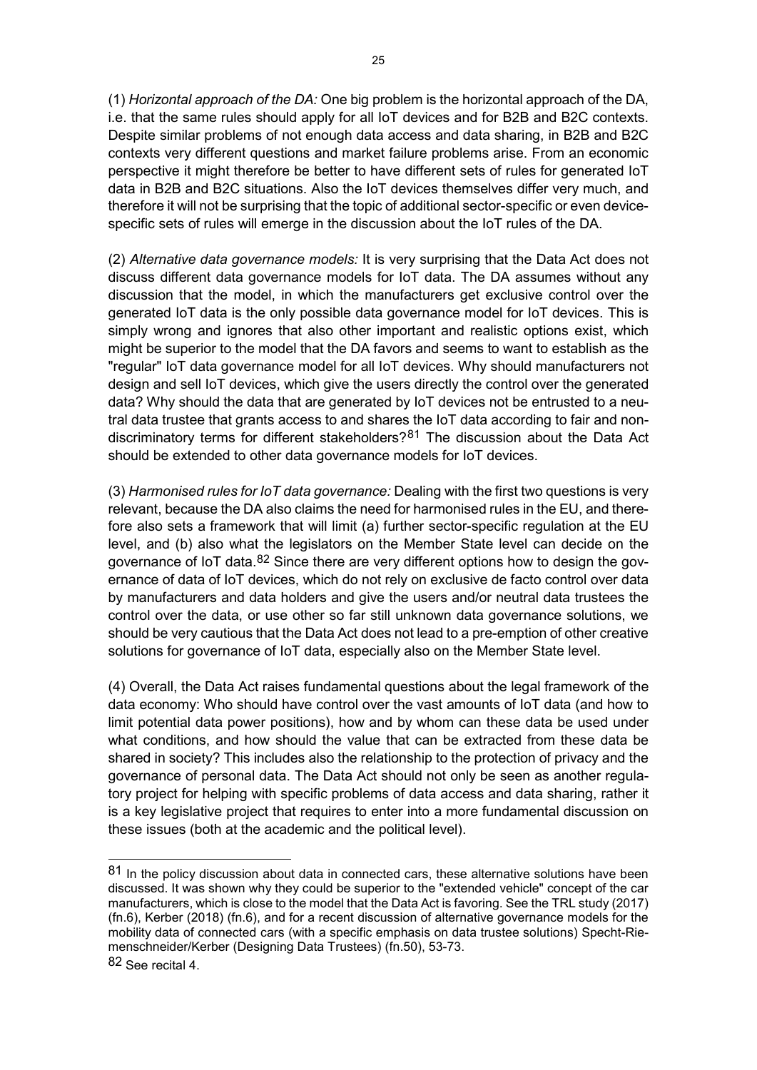(1) *Horizontal approach of the DA:* One big problem is the horizontal approach of the DA, i.e. that the same rules should apply for all IoT devices and for B2B and B2C contexts. Despite similar problems of not enough data access and data sharing, in B2B and B2C contexts very different questions and market failure problems arise. From an economic perspective it might therefore be better to have different sets of rules for generated IoT data in B2B and B2C situations. Also the IoT devices themselves differ very much, and therefore it will not be surprising that the topic of additional sector-specific or even device-specific sets of rules will emerge in the discussion about the IoT rules of the DA.

(2) *Alternative data governance models:* It is very surprising that the Data Act does not discuss different data governance models for IoT data. The DA assumes without any discussion that the model, in which the manufacturers get exclusive control over the generated IoT data is the only possible data governance model for IoT devices. This is simply wrong and ignores that also other important and realistic options exist, which might be superior to the model that the DA favors and seems to want to establish as the "regular" IoT data governance model for all IoT devices. Why should manufacturers not design and sell IoT devices, which give the users directly the control over the generated data? Why should the data that are generated by IoT devices not be entrusted to a neutral data trustee that grants access to and shares the IoT data according to fair and non-discriminatory terms for different stakeholders?[81] The discussion about the Data Act should be extended to other data governance models for IoT devices.

(3) *Harmonised rules for IoT data governance:* Dealing with the first two questions is very relevant, because the DA also claims the need for harmonised rules in the EU, and therefore also sets a framework that will limit (a) further sector-specific regulation at the EU level, and (b) also what the legislators on the Member State level can decide on the governance of IoT data.[82] Since there are very different options how to design the governance of data of IoT devices, which do not rely on exclusive de facto control over data by manufacturers and data holders and give the users and/or neutral data trustees the control over the data, or use other so far still unknown data governance solutions, we should be very cautious that the Data Act does not lead to a pre-emption of other creative solutions for governance of IoT data, especially also on the Member State level.

(4) Overall, the Data Act raises fundamental questions about the legal framework of the data economy: Who should have control over the vast amounts of IoT data (and how to limit potential data power positions), how and by whom can these data be used under what conditions, and how should the value that can be extracted from these data be shared in society? This includes also the relationship to the protection of privacy and the governance of personal data. The Data Act should not only be seen as another regulatory project for helping with specific problems of data access and data sharing, rather it is a key legislative project that requires to enter into a more fundamental discussion on these issues (both at the academic and the political level).

---

[81] In the policy discussion about data in connected cars, these alternative solutions have been discussed. It was shown why they could be superior to the "extended vehicle" concept of the car manufacturers, which is close to the model that the Data Act is favoring. See the TRL study (2017) (fn.6), Kerber (2018) (fn.6), and for a recent discussion of alternative governance models for the mobility data of connected cars (with a specific emphasis on data trustee solutions) Specht-Riemenschneider/Kerber (Designing Data Trustees) (fn.50), 53-73.

[82] See recital 4.